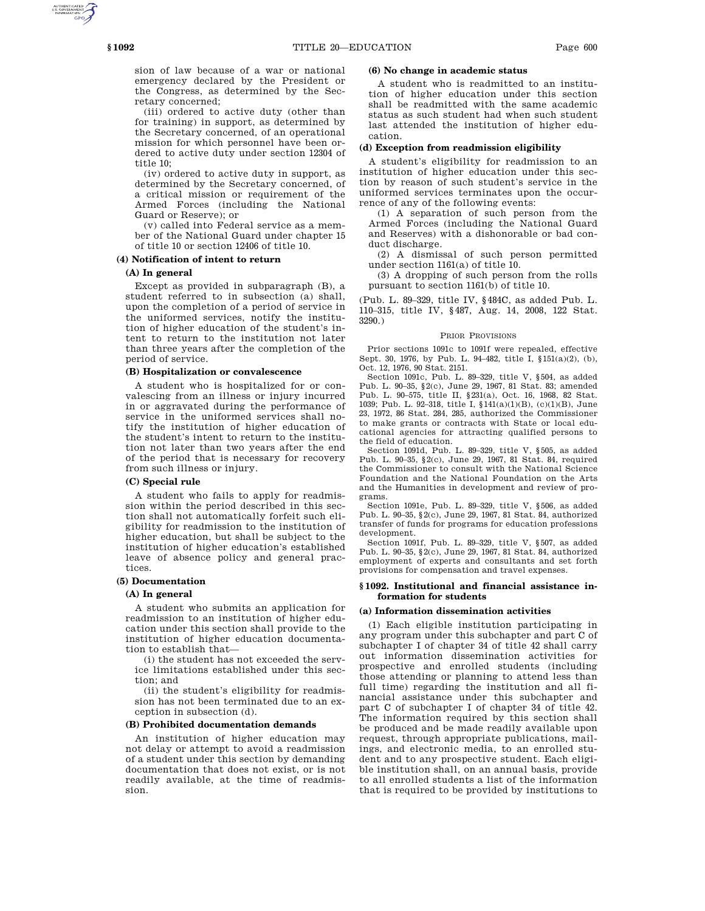sion of law because of a war or national emergency declared by the President or the Congress, as determined by the Secretary concerned;

(iii) ordered to active duty (other than for training) in support, as determined by the Secretary concerned, of an operational mission for which personnel have been ordered to active duty under section 12304 of title 10;

(iv) ordered to active duty in support, as determined by the Secretary concerned, of a critical mission or requirement of the Armed Forces (including the National Guard or Reserve); or

(v) called into Federal service as a member of the National Guard under chapter 15 of title 10 or section 12406 of title 10.

**(4) Notification of intent to return**

**(A) In general**

Except as provided in subparagraph (B), a student referred to in subsection (a) shall, upon the completion of a period of service in the uniformed services, notify the institution of higher education of the student's intent to return to the institution not later than three years after the completion of the period of service.

**(B) Hospitalization or convalescence**

A student who is hospitalized for or convalescing from an illness or injury incurred in or aggravated during the performance of service in the uniformed services shall notify the institution of higher education of the student's intent to return to the institution not later than two years after the end of the period that is necessary for recovery from such illness or injury.

**(C) Special rule**

A student who fails to apply for readmission within the period described in this section shall not automatically forfeit such eligibility for readmission to the institution of higher education, but shall be subject to the institution of higher education's established leave of absence policy and general practices.

**(5) Documentation**

**(A) In general**

A student who submits an application for readmission to an institution of higher education under this section shall provide to the institution of higher education documentation to establish that—

(i) the student has not exceeded the service limitations established under this section; and

(ii) the student's eligibility for readmission has not been terminated due to an exception in subsection (d).

**(B) Prohibited documentation demands**

An institution of higher education may not delay or attempt to avoid a readmission of a student under this section by demanding documentation that does not exist, or is not readily available, at the time of readmission.

**(6) No change in academic status**

A student who is readmitted to an institution of higher education under this section shall be readmitted with the same academic status as such student had when such student last attended the institution of higher education.

**(d) Exception from readmission eligibility**

A student's eligibility for readmission to an institution of higher education under this section by reason of such student's service in the uniformed services terminates upon the occurrence of any of the following events:

(1) A separation of such person from the Armed Forces (including the National Guard and Reserves) with a dishonorable or bad conduct discharge.

(2) A dismissal of such person permitted under section 1161(a) of title 10.

(3) A dropping of such person from the rolls pursuant to section 1161(b) of title 10.

(Pub. L. 89–329, title IV, §484C, as added Pub. L. 110–315, title IV, §487, Aug. 14, 2008, 122 Stat. 3290.)

PRIOR PROVISIONS

Prior sections 1091c to 1091f were repealed, effective Sept. 30, 1976, by Pub. L. 94–482, title I, §151(a)(2), (b), Oct. 12, 1976, 90 Stat. 2151.

Section 1091c, Pub. L. 89–329, title V, §504, as added Pub. L. 90–35, §2(c), June 29, 1967, 81 Stat. 83; amended Pub. L. 90–575, title II, §231(a), Oct. 16, 1968, 82 Stat. 1039; Pub. L. 92–318, title I, §141(a)(1)(B), (c)(1)(B), June 23, 1972, 86 Stat. 284, 285, authorized the Commissioner to make grants or contracts with State or local educational agencies for attracting qualified persons to the field of education.

Section 1091d, Pub. L. 89–329, title V, §505, as added Pub. L. 90–35, §2(c), June 29, 1967, 81 Stat. 84, required the Commissioner to consult with the National Science Foundation and the National Foundation on the Arts and the Humanities in development and review of programs.

Section 1091e, Pub. L. 89–329, title V, §506, as added Pub. L. 90–35, §2(c), June 29, 1967, 81 Stat. 84, authorized transfer of funds for programs for education professions development.

Section 1091f, Pub. L. 89–329, title V, §507, as added Pub. L. 90–35, §2(c), June 29, 1967, 81 Stat. 84, authorized employment of experts and consultants and set forth provisions for compensation and travel expenses.

## §1092. Institutional and financial assistance information for students

**(a) Information dissemination activities**

(1) Each eligible institution participating in any program under this subchapter and part C of subchapter I of chapter 34 of title 42 shall carry out information dissemination activities for prospective and enrolled students (including those attending or planning to attend less than full time) regarding the institution and all financial assistance under this subchapter and part C of subchapter I of chapter 34 of title 42. The information required by this section shall be produced and be made readily available upon request, through appropriate publications, mailings, and electronic media, to an enrolled student and to any prospective student. Each eligible institution shall, on an annual basis, provide to all enrolled students a list of the information that is required to be provided by institutions to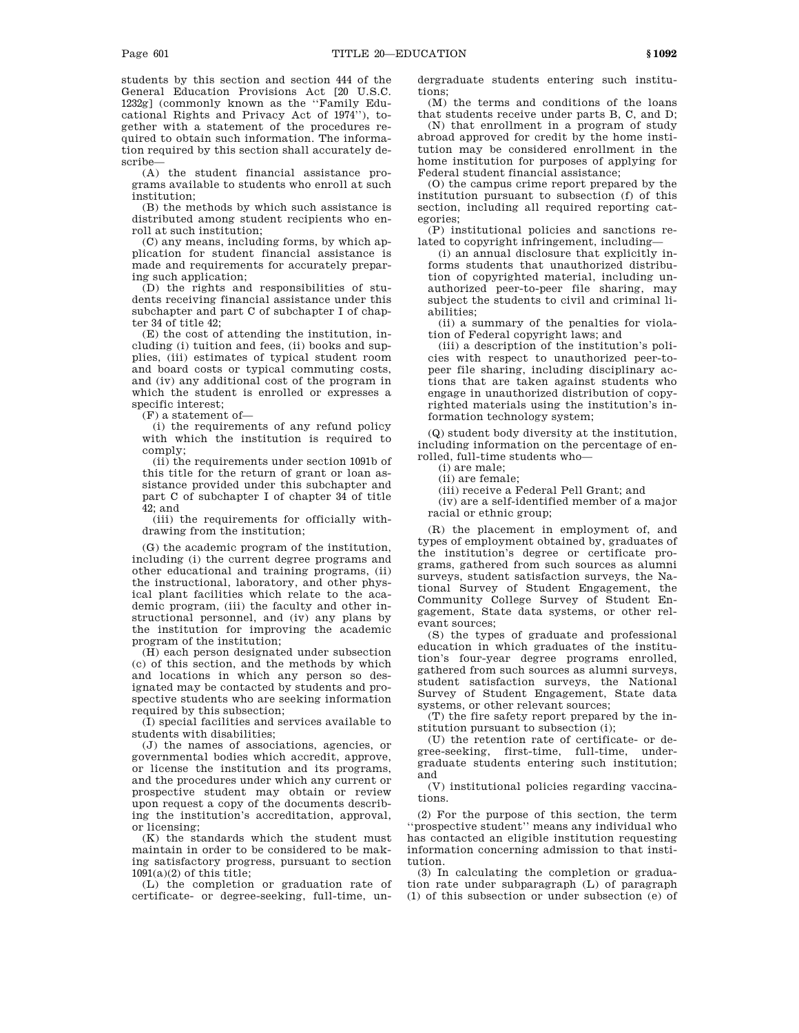students by this section and section 444 of the General Education Provisions Act [20 U.S.C. 1232g] (commonly known as the ''Family Educational Rights and Privacy Act of 1974''), together with a statement of the procedures required to obtain such information. The information required by this section shall accurately describe—

(A) the student financial assistance programs available to students who enroll at such institution;

(B) the methods by which such assistance is distributed among student recipients who enroll at such institution;

(C) any means, including forms, by which application for student financial assistance is made and requirements for accurately preparing such application;

(D) the rights and responsibilities of students receiving financial assistance under this subchapter and part C of subchapter I of chapter 34 of title 42;

(E) the cost of attending the institution, including (i) tuition and fees, (ii) books and supplies, (iii) estimates of typical student room and board costs or typical commuting costs, and (iv) any additional cost of the program in which the student is enrolled or expresses a specific interest;

(F) a statement of—

(i) the requirements of any refund policy with which the institution is required to comply;

(ii) the requirements under section 1091b of this title for the return of grant or loan assistance provided under this subchapter and part C of subchapter I of chapter 34 of title 42; and

(iii) the requirements for officially withdrawing from the institution;

(G) the academic program of the institution, including (i) the current degree programs and other educational and training programs, (ii) the instructional, laboratory, and other physical plant facilities which relate to the academic program, (iii) the faculty and other instructional personnel, and (iv) any plans by the institution for improving the academic program of the institution;

(H) each person designated under subsection (c) of this section, and the methods by which and locations in which any person so designated may be contacted by students and prospective students who are seeking information required by this subsection;

(I) special facilities and services available to students with disabilities;

(J) the names of associations, agencies, or governmental bodies which accredit, approve, or license the institution and its programs, and the procedures under which any current or prospective student may obtain or review upon request a copy of the documents describing the institution's accreditation, approval, or licensing;

(K) the standards which the student must maintain in order to be considered to be making satisfactory progress, pursuant to section 1091(a)(2) of this title;

(L) the completion or graduation rate of certificate- or degree-seeking, full-time, undergraduate students entering such institutions;

(M) the terms and conditions of the loans that students receive under parts B, C, and D;

(N) that enrollment in a program of study abroad approved for credit by the home institution may be considered enrollment in the home institution for purposes of applying for Federal student financial assistance;

(O) the campus crime report prepared by the institution pursuant to subsection (f) of this section, including all required reporting categories;

(P) institutional policies and sanctions related to copyright infringement, including—

(i) an annual disclosure that explicitly informs students that unauthorized distribution of copyrighted material, including unauthorized peer-to-peer file sharing, may subject the students to civil and criminal liabilities;

(ii) a summary of the penalties for violation of Federal copyright laws; and

(iii) a description of the institution's policies with respect to unauthorized peer-to-peer file sharing, including disciplinary actions that are taken against students who engage in unauthorized distribution of copyrighted materials using the institution's information technology system;

(Q) student body diversity at the institution, including information on the percentage of enrolled, full-time students who—

(i) are male;

(ii) are female;

(iii) receive a Federal Pell Grant; and

(iv) are a self-identified member of a major racial or ethnic group;

(R) the placement in employment of, and types of employment obtained by, graduates of the institution's degree or certificate programs, gathered from such sources as alumni surveys, student satisfaction surveys, the National Survey of Student Engagement, the Community College Survey of Student Engagement, State data systems, or other relevant sources;

(S) the types of graduate and professional education in which graduates of the institution's four-year degree programs enrolled, gathered from such sources as alumni surveys, student satisfaction surveys, the National Survey of Student Engagement, State data systems, or other relevant sources;

(T) the fire safety report prepared by the institution pursuant to subsection (i);

(U) the retention rate of certificate- or degree-seeking, first-time, full-time, undergraduate students entering such institution; and

(V) institutional policies regarding vaccinations.

(2) For the purpose of this section, the term ''prospective student'' means any individual who has contacted an eligible institution requesting information concerning admission to that institution.

(3) In calculating the completion or graduation rate under subparagraph (L) of paragraph (1) of this subsection or under subsection (e) of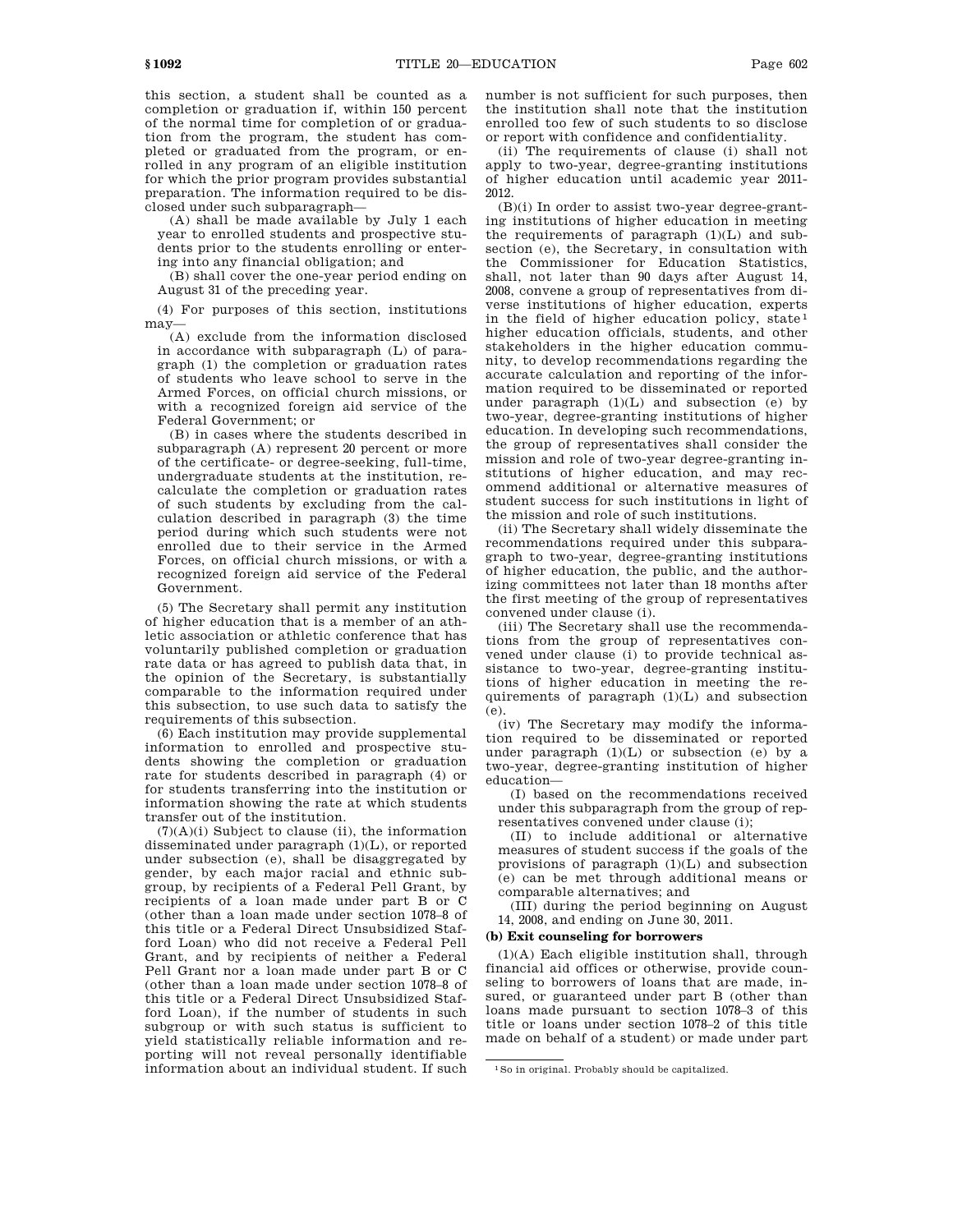this section, a student shall be counted as a completion or graduation if, within 150 percent of the normal time for completion of or graduation from the program, the student has completed or graduated from the program, or enrolled in any program of an eligible institution for which the prior program provides substantial preparation. The information required to be disclosed under such subparagraph—

(A) shall be made available by July 1 each year to enrolled students and prospective students prior to the students enrolling or entering into any financial obligation; and

(B) shall cover the one-year period ending on August 31 of the preceding year.

(4) For purposes of this section, institutions may—

(A) exclude from the information disclosed in accordance with subparagraph (L) of paragraph (1) the completion or graduation rates of students who leave school to serve in the Armed Forces, on official church missions, or with a recognized foreign aid service of the Federal Government; or

(B) in cases where the students described in subparagraph (A) represent 20 percent or more of the certificate- or degree-seeking, full-time, undergraduate students at the institution, recalculate the completion or graduation rates of such students by excluding from the calculation described in paragraph (3) the time period during which such students were not enrolled due to their service in the Armed Forces, on official church missions, or with a recognized foreign aid service of the Federal Government.

(5) The Secretary shall permit any institution of higher education that is a member of an athletic association or athletic conference that has voluntarily published completion or graduation rate data or has agreed to publish data that, in the opinion of the Secretary, is substantially comparable to the information required under this subsection, to use such data to satisfy the requirements of this subsection.

(6) Each institution may provide supplemental information to enrolled and prospective students showing the completion or graduation rate for students described in paragraph (4) or for students transferring into the institution or information showing the rate at which students transfer out of the institution.

(7)(A)(i) Subject to clause (ii), the information disseminated under paragraph (1)(L), or reported under subsection (e), shall be disaggregated by gender, by each major racial and ethnic subgroup, by recipients of a Federal Pell Grant, by recipients of a loan made under part B or C (other than a loan made under section 1078–8 of this title or a Federal Direct Unsubsidized Stafford Loan) who did not receive a Federal Pell Grant, and by recipients of neither a Federal Pell Grant nor a loan made under part B or C (other than a loan made under section 1078–8 of this title or a Federal Direct Unsubsidized Stafford Loan), if the number of students in such subgroup or with such status is sufficient to yield statistically reliable information and reporting will not reveal personally identifiable information about an individual student. If such number is not sufficient for such purposes, then the institution shall note that the institution enrolled too few of such students to so disclose or report with confidence and confidentiality.

(ii) The requirements of clause (i) shall not apply to two-year, degree-granting institutions of higher education until academic year 2011-2012.

(B)(i) In order to assist two-year degree-granting institutions of higher education in meeting the requirements of paragraph (1)(L) and subsection (e), the Secretary, in consultation with the Commissioner for Education Statistics, shall, not later than 90 days after August 14, 2008, convene a group of representatives from diverse institutions of higher education, experts in the field of higher education policy, state[1] higher education officials, students, and other stakeholders in the higher education community, to develop recommendations regarding the accurate calculation and reporting of the information required to be disseminated or reported under paragraph (1)(L) and subsection (e) by two-year, degree-granting institutions of higher education. In developing such recommendations, the group of representatives shall consider the mission and role of two-year degree-granting institutions of higher education, and may recommend additional or alternative measures of student success for such institutions in light of the mission and role of such institutions.

(ii) The Secretary shall widely disseminate the recommendations required under this subparagraph to two-year, degree-granting institutions of higher education, the public, and the authorizing committees not later than 18 months after the first meeting of the group of representatives convened under clause (i).

(iii) The Secretary shall use the recommendations from the group of representatives convened under clause (i) to provide technical assistance to two-year, degree-granting institutions of higher education in meeting the requirements of paragraph (1)(L) and subsection (e).

(iv) The Secretary may modify the information required to be disseminated or reported under paragraph (1)(L) or subsection (e) by a two-year, degree-granting institution of higher education—

(I) based on the recommendations received under this subparagraph from the group of representatives convened under clause (i);

(II) to include additional or alternative measures of student success if the goals of the provisions of paragraph (1)(L) and subsection (e) can be met through additional means or comparable alternatives; and

(III) during the period beginning on August 14, 2008, and ending on June 30, 2011.

**(b) Exit counseling for borrowers**

(1)(A) Each eligible institution shall, through financial aid offices or otherwise, provide counseling to borrowers of loans that are made, insured, or guaranteed under part B (other than loans made pursuant to section 1078–3 of this title or loans under section 1078–2 of this title made on behalf of a student) or made under part

---

[1] So in original. Probably should be capitalized.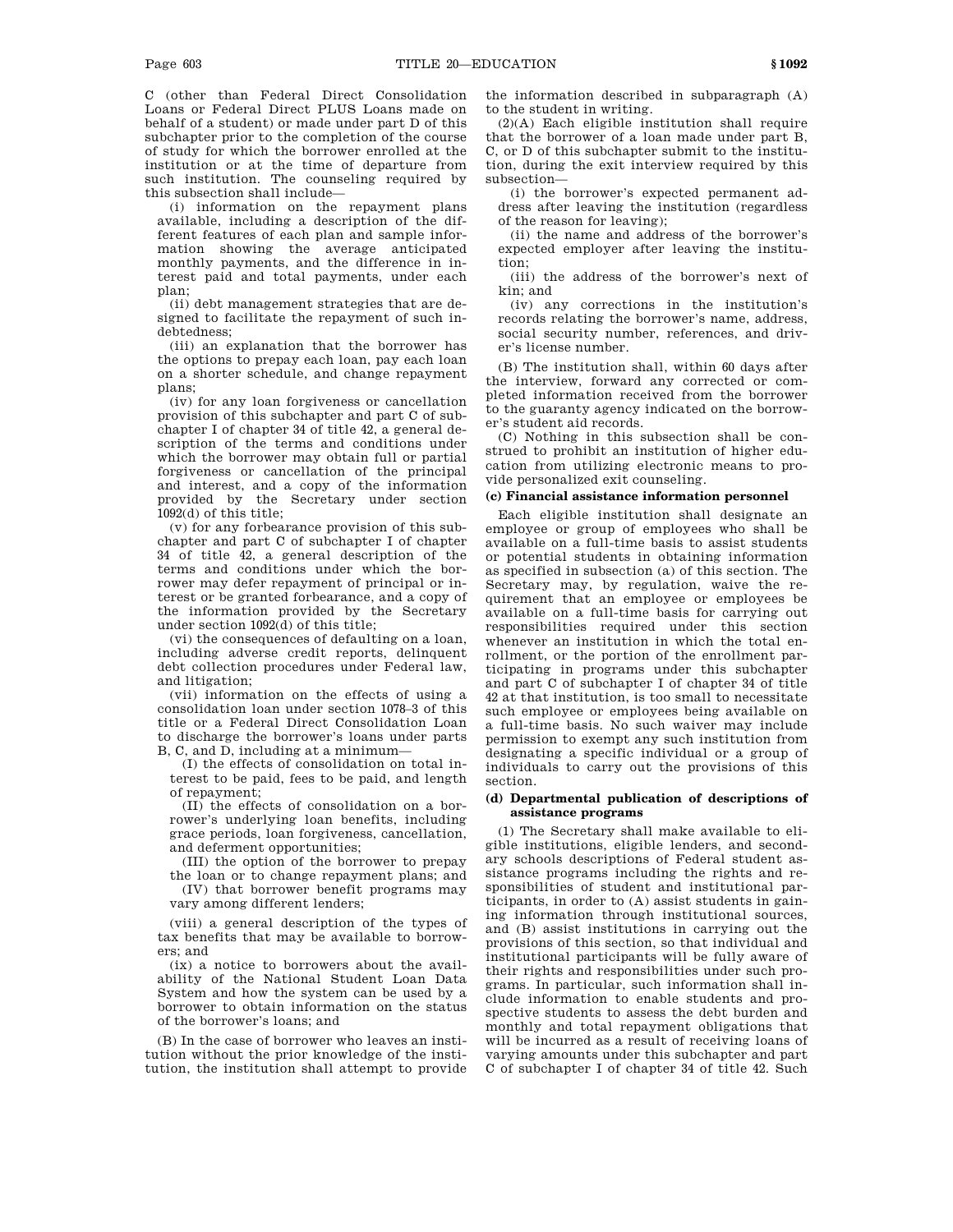C (other than Federal Direct Consolidation Loans or Federal Direct PLUS Loans made on behalf of a student) or made under part D of this subchapter prior to the completion of the course of study for which the borrower enrolled at the institution or at the time of departure from such institution. The counseling required by this subsection shall include—

(i) information on the repayment plans available, including a description of the different features of each plan and sample information showing the average anticipated monthly payments, and the difference in interest paid and total payments, under each plan;

(ii) debt management strategies that are designed to facilitate the repayment of such indebtedness;

(iii) an explanation that the borrower has the options to prepay each loan, pay each loan on a shorter schedule, and change repayment plans;

(iv) for any loan forgiveness or cancellation provision of this subchapter and part C of subchapter I of chapter 34 of title 42, a general description of the terms and conditions under which the borrower may obtain full or partial forgiveness or cancellation of the principal and interest, and a copy of the information provided by the Secretary under section 1092(d) of this title;

(v) for any forbearance provision of this subchapter and part C of subchapter I of chapter 34 of title 42, a general description of the terms and conditions under which the borrower may defer repayment of principal or interest or be granted forbearance, and a copy of the information provided by the Secretary under section 1092(d) of this title;

(vi) the consequences of defaulting on a loan, including adverse credit reports, delinquent debt collection procedures under Federal law, and litigation;

(vii) information on the effects of using a consolidation loan under section 1078–3 of this title or a Federal Direct Consolidation Loan to discharge the borrower's loans under parts B, C, and D, including at a minimum—

(I) the effects of consolidation on total interest to be paid, fees to be paid, and length of repayment;

(II) the effects of consolidation on a borrower's underlying loan benefits, including grace periods, loan forgiveness, cancellation, and deferment opportunities;

(III) the option of the borrower to prepay the loan or to change repayment plans; and

(IV) that borrower benefit programs may vary among different lenders;

(viii) a general description of the types of tax benefits that may be available to borrowers; and

(ix) a notice to borrowers about the availability of the National Student Loan Data System and how the system can be used by a borrower to obtain information on the status of the borrower's loans; and

(B) In the case of borrower who leaves an institution without the prior knowledge of the institution, the institution shall attempt to provide the information described in subparagraph (A) to the student in writing.

(2)(A) Each eligible institution shall require that the borrower of a loan made under part B, C, or D of this subchapter submit to the institution, during the exit interview required by this subsection—

(i) the borrower's expected permanent address after leaving the institution (regardless of the reason for leaving);

(ii) the name and address of the borrower's expected employer after leaving the institution;

(iii) the address of the borrower's next of kin; and

(iv) any corrections in the institution's records relating the borrower's name, address, social security number, references, and driver's license number.

(B) The institution shall, within 60 days after the interview, forward any corrected or completed information received from the borrower to the guaranty agency indicated on the borrower's student aid records.

(C) Nothing in this subsection shall be construed to prohibit an institution of higher education from utilizing electronic means to provide personalized exit counseling.

#### (c) Financial assistance information personnel

Each eligible institution shall designate an employee or group of employees who shall be available on a full-time basis to assist students or potential students in obtaining information as specified in subsection (a) of this section. The Secretary may, by regulation, waive the requirement that an employee or employees be available on a full-time basis for carrying out responsibilities required under this section whenever an institution in which the total enrollment, or the portion of the enrollment participating in programs under this subchapter and part C of subchapter I of chapter 34 of title 42 at that institution, is too small to necessitate such employee or employees being available on a full-time basis. No such waiver may include permission to exempt any such institution from designating a specific individual or a group of individuals to carry out the provisions of this section.

#### (d) Departmental publication of descriptions of assistance programs

(1) The Secretary shall make available to eligible institutions, eligible lenders, and secondary schools descriptions of Federal student assistance programs including the rights and responsibilities of student and institutional participants, in order to (A) assist students in gaining information through institutional sources, and (B) assist institutions in carrying out the provisions of this section, so that individual and institutional participants will be fully aware of their rights and responsibilities under such programs. In particular, such information shall include information to enable students and prospective students to assess the debt burden and monthly and total repayment obligations that will be incurred as a result of receiving loans of varying amounts under this subchapter and part C of subchapter I of chapter 34 of title 42. Such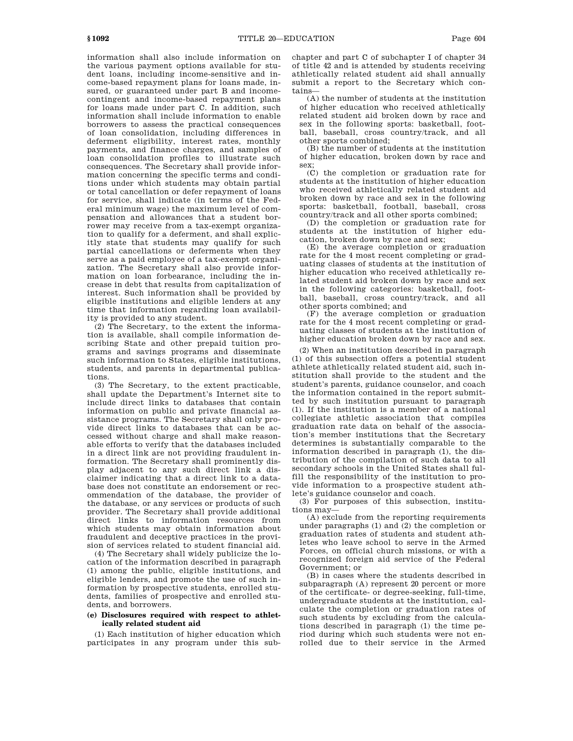information shall also include information on the various payment options available for student loans, including income-sensitive and income-based repayment plans for loans made, insured, or guaranteed under part B and income-contingent and income-based repayment plans for loans made under part C. In addition, such information shall include information to enable borrowers to assess the practical consequences of loan consolidation, including differences in deferment eligibility, interest rates, monthly payments, and finance charges, and samples of loan consolidation profiles to illustrate such consequences. The Secretary shall provide information concerning the specific terms and conditions under which students may obtain partial or total cancellation or defer repayment of loans for service, shall indicate (in terms of the Federal minimum wage) the maximum level of compensation and allowances that a student borrower may receive from a tax-exempt organization to qualify for a deferment, and shall explicitly state that students may qualify for such partial cancellations or deferments when they serve as a paid employee of a tax-exempt organization. The Secretary shall also provide information on loan forbearance, including the increase in debt that results from capitalization of interest. Such information shall be provided by eligible institutions and eligible lenders at any time that information regarding loan availability is provided to any student.

(2) The Secretary, to the extent the information is available, shall compile information describing State and other prepaid tuition programs and savings programs and disseminate such information to States, eligible institutions, students, and parents in departmental publications.

(3) The Secretary, to the extent practicable, shall update the Department's Internet site to include direct links to databases that contain information on public and private financial assistance programs. The Secretary shall only provide direct links to databases that can be accessed without charge and shall make reasonable efforts to verify that the databases included in a direct link are not providing fraudulent information. The Secretary shall prominently display adjacent to any such direct link a disclaimer indicating that a direct link to a database does not constitute an endorsement or recommendation of the database, the provider of the database, or any services or products of such provider. The Secretary shall provide additional direct links to information resources from which students may obtain information about fraudulent and deceptive practices in the provision of services related to student financial aid.

(4) The Secretary shall widely publicize the location of the information described in paragraph (1) among the public, eligible institutions, and eligible lenders, and promote the use of such information by prospective students, enrolled students, families of prospective and enrolled students, and borrowers.

**(e) Disclosures required with respect to athletically related student aid**

(1) Each institution of higher education which participates in any program under this subchapter and part C of subchapter I of chapter 34 of title 42 and is attended by students receiving athletically related student aid shall annually submit a report to the Secretary which contains—

(A) the number of students at the institution of higher education who received athletically related student aid broken down by race and sex in the following sports: basketball, football, baseball, cross country/track, and all other sports combined;

(B) the number of students at the institution of higher education, broken down by race and sex;

(C) the completion or graduation rate for students at the institution of higher education who received athletically related student aid broken down by race and sex in the following sports: basketball, football, baseball, cross country/track and all other sports combined;

(D) the completion or graduation rate for students at the institution of higher education, broken down by race and sex;

(E) the average completion or graduation rate for the 4 most recent completing or graduating classes of students at the institution of higher education who received athletically related student aid broken down by race and sex in the following categories: basketball, football, baseball, cross country/track, and all other sports combined; and

(F) the average completion or graduation rate for the 4 most recent completing or graduating classes of students at the institution of higher education broken down by race and sex.

(2) When an institution described in paragraph (1) of this subsection offers a potential student athlete athletically related student aid, such institution shall provide to the student and the student's parents, guidance counselor, and coach the information contained in the report submitted by such institution pursuant to paragraph (1). If the institution is a member of a national collegiate athletic association that compiles graduation rate data on behalf of the association's member institutions that the Secretary determines is substantially comparable to the information described in paragraph (1), the distribution of the compilation of such data to all secondary schools in the United States shall fulfill the responsibility of the institution to provide information to a prospective student athlete's guidance counselor and coach.

(3) For purposes of this subsection, institutions may—

(A) exclude from the reporting requirements under paragraphs (1) and (2) the completion or graduation rates of students and student athletes who leave school to serve in the Armed Forces, on official church missions, or with a recognized foreign aid service of the Federal Government; or

(B) in cases where the students described in subparagraph (A) represent 20 percent or more of the certificate- or degree-seeking, full-time, undergraduate students at the institution, calculate the completion or graduation rates of such students by excluding from the calculations described in paragraph (1) the time period during which such students were not enrolled due to their service in the Armed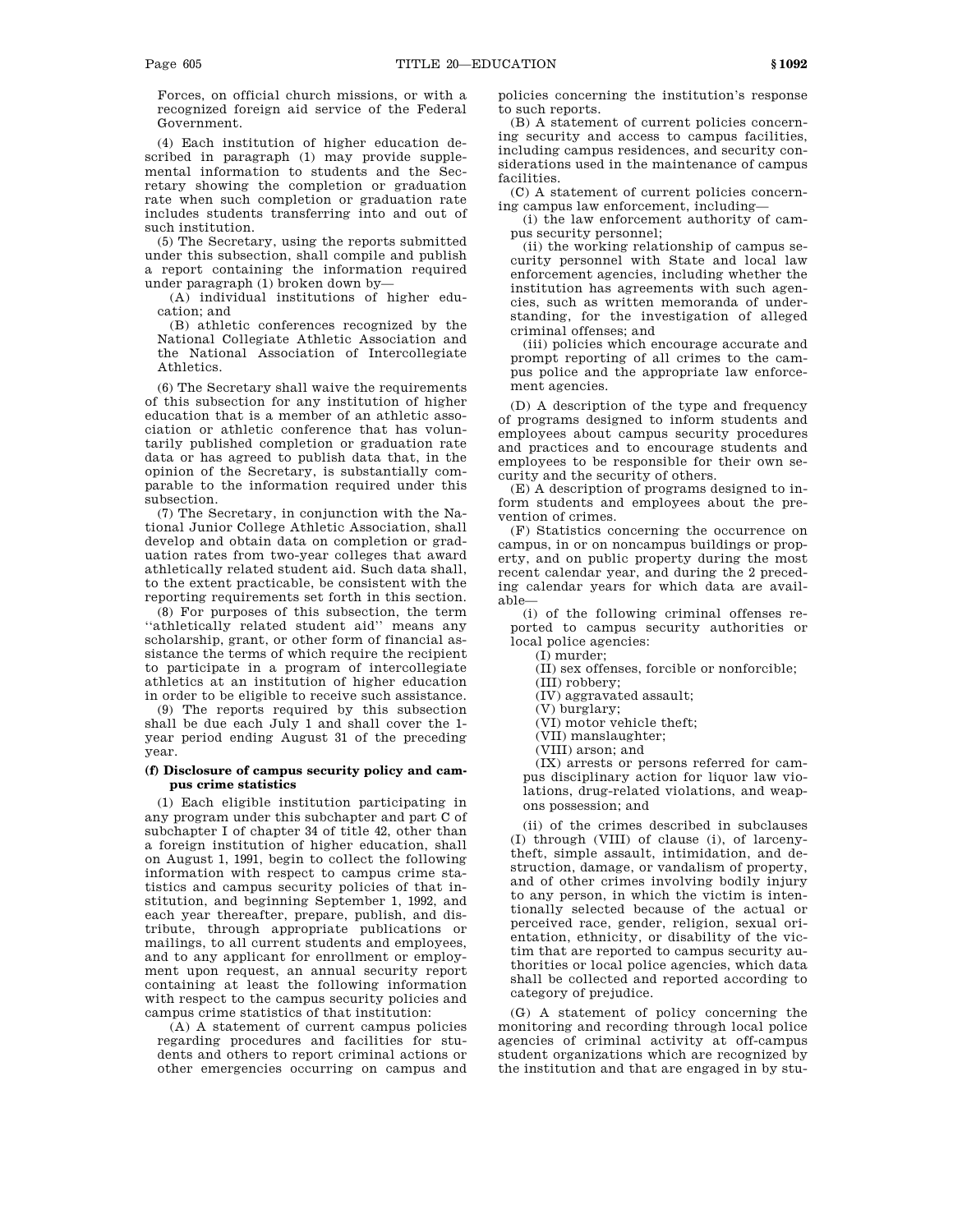Forces, on official church missions, or with a recognized foreign aid service of the Federal Government.

(4) Each institution of higher education described in paragraph (1) may provide supplemental information to students and the Secretary showing the completion or graduation rate when such completion or graduation rate includes students transferring into and out of such institution.

(5) The Secretary, using the reports submitted under this subsection, shall compile and publish a report containing the information required under paragraph (1) broken down by—

(A) individual institutions of higher education; and

(B) athletic conferences recognized by the National Collegiate Athletic Association and the National Association of Intercollegiate Athletics.

(6) The Secretary shall waive the requirements of this subsection for any institution of higher education that is a member of an athletic association or athletic conference that has voluntarily published completion or graduation rate data or has agreed to publish data that, in the opinion of the Secretary, is substantially comparable to the information required under this subsection.

(7) The Secretary, in conjunction with the National Junior College Athletic Association, shall develop and obtain data on completion or graduation rates from two-year colleges that award athletically related student aid. Such data shall, to the extent practicable, be consistent with the reporting requirements set forth in this section.

(8) For purposes of this subsection, the term "athletically related student aid" means any scholarship, grant, or other form of financial assistance the terms of which require the recipient to participate in a program of intercollegiate athletics at an institution of higher education in order to be eligible to receive such assistance.

(9) The reports required by this subsection shall be due each July 1 and shall cover the 1-year period ending August 31 of the preceding year.

**(f) Disclosure of campus security policy and campus crime statistics**

(1) Each eligible institution participating in any program under this subchapter and part C of subchapter I of chapter 34 of title 42, other than a foreign institution of higher education, shall on August 1, 1991, begin to collect the following information with respect to campus crime statistics and campus security policies of that institution, and beginning September 1, 1992, and each year thereafter, prepare, publish, and distribute, through appropriate publications or mailings, to all current students and employees, and to any applicant for enrollment or employment upon request, an annual security report containing at least the following information with respect to the campus security policies and campus crime statistics of that institution:

(A) A statement of current campus policies regarding procedures and facilities for students and others to report criminal actions or other emergencies occurring on campus and policies concerning the institution's response to such reports.

(B) A statement of current policies concerning security and access to campus facilities, including campus residences, and security considerations used in the maintenance of campus facilities.

(C) A statement of current policies concerning campus law enforcement, including—

(i) the law enforcement authority of campus security personnel;

(ii) the working relationship of campus security personnel with State and local law enforcement agencies, including whether the institution has agreements with such agencies, such as written memoranda of understanding, for the investigation of alleged criminal offenses; and

(iii) policies which encourage accurate and prompt reporting of all crimes to the campus police and the appropriate law enforcement agencies.

(D) A description of the type and frequency of programs designed to inform students and employees about campus security procedures and practices and to encourage students and employees to be responsible for their own security and the security of others.

(E) A description of programs designed to inform students and employees about the prevention of crimes.

(F) Statistics concerning the occurrence on campus, in or on noncampus buildings or property, and on public property during the most recent calendar year, and during the 2 preceding calendar years for which data are available—

(i) of the following criminal offenses reported to campus security authorities or local police agencies:

(I) murder;

(II) sex offenses, forcible or nonforcible;

(III) robbery;

(IV) aggravated assault;

(V) burglary;

(VI) motor vehicle theft;

(VII) manslaughter;

(VIII) arson; and

(IX) arrests or persons referred for campus disciplinary action for liquor law violations, drug-related violations, and weapons possession; and

(ii) of the crimes described in subclauses (I) through (VIII) of clause (i), of larceny-theft, simple assault, intimidation, and destruction, damage, or vandalism of property, and of other crimes involving bodily injury to any person, in which the victim is intentionally selected because of the actual or perceived race, gender, religion, sexual orientation, ethnicity, or disability of the victim that are reported to campus security authorities or local police agencies, which data shall be collected and reported according to category of prejudice.

(G) A statement of policy concerning the monitoring and recording through local police agencies of criminal activity at off-campus student organizations which are recognized by the institution and that are engaged in by stu-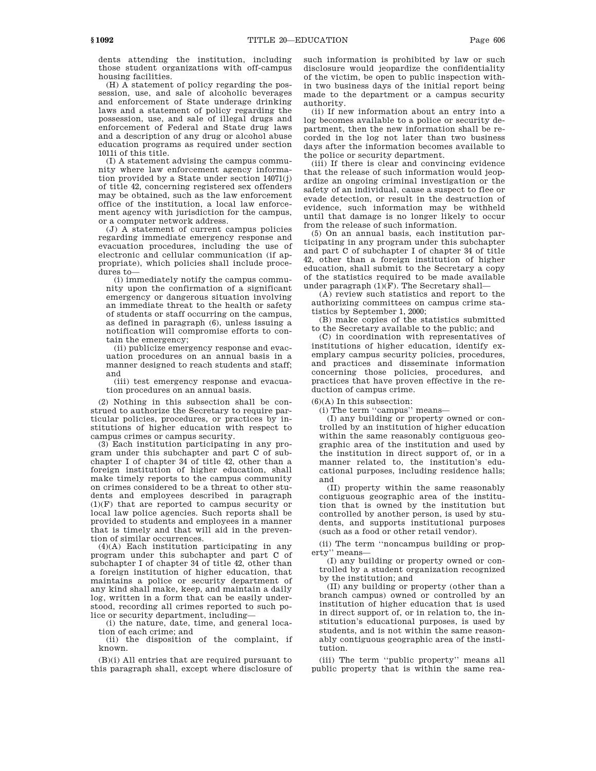dents attending the institution, including those student organizations with off-campus housing facilities.

(H) A statement of policy regarding the possession, use, and sale of alcoholic beverages and enforcement of State underage drinking laws and a statement of policy regarding the possession, use, and sale of illegal drugs and enforcement of Federal and State drug laws and a description of any drug or alcohol abuse education programs as required under section 1011i of this title.

(I) A statement advising the campus community where law enforcement agency information provided by a State under section 14071(j) of title 42, concerning registered sex offenders may be obtained, such as the law enforcement office of the institution, a local law enforcement agency with jurisdiction for the campus, or a computer network address.

(J) A statement of current campus policies regarding immediate emergency response and evacuation procedures, including the use of electronic and cellular communication (if appropriate), which policies shall include procedures to—

(i) immediately notify the campus community upon the confirmation of a significant emergency or dangerous situation involving an immediate threat to the health or safety of students or staff occurring on the campus, as defined in paragraph (6), unless issuing a notification will compromise efforts to contain the emergency;

(ii) publicize emergency response and evacuation procedures on an annual basis in a manner designed to reach students and staff; and

(iii) test emergency response and evacuation procedures on an annual basis.

(2) Nothing in this subsection shall be construed to authorize the Secretary to require particular policies, procedures, or practices by institutions of higher education with respect to campus crimes or campus security.

(3) Each institution participating in any program under this subchapter and part C of subchapter I of chapter 34 of title 42, other than a foreign institution of higher education, shall make timely reports to the campus community on crimes considered to be a threat to other students and employees described in paragraph (1)(F) that are reported to campus security or local law police agencies. Such reports shall be provided to students and employees in a manner that is timely and that will aid in the prevention of similar occurrences.

(4)(A) Each institution participating in any program under this subchapter and part C of subchapter I of chapter 34 of title 42, other than a foreign institution of higher education, that maintains a police or security department of any kind shall make, keep, and maintain a daily log, written in a form that can be easily understood, recording all crimes reported to such police or security department, including—

(i) the nature, date, time, and general location of each crime; and

(ii) the disposition of the complaint, if known.

(B)(i) All entries that are required pursuant to this paragraph shall, except where disclosure of such information is prohibited by law or such disclosure would jeopardize the confidentiality of the victim, be open to public inspection within two business days of the initial report being made to the department or a campus security authority.

(ii) If new information about an entry into a log becomes available to a police or security department, then the new information shall be recorded in the log not later than two business days after the information becomes available to the police or security department.

(iii) If there is clear and convincing evidence that the release of such information would jeopardize an ongoing criminal investigation or the safety of an individual, cause a suspect to flee or evade detection, or result in the destruction of evidence, such information may be withheld until that damage is no longer likely to occur from the release of such information.

(5) On an annual basis, each institution participating in any program under this subchapter and part C of subchapter I of chapter 34 of title 42, other than a foreign institution of higher education, shall submit to the Secretary a copy of the statistics required to be made available under paragraph (1)(F). The Secretary shall—

(A) review such statistics and report to the authorizing committees on campus crime statistics by September 1, 2000;

(B) make copies of the statistics submitted to the Secretary available to the public; and

(C) in coordination with representatives of institutions of higher education, identify exemplary campus security policies, procedures, and practices and disseminate information concerning those policies, procedures, and practices that have proven effective in the reduction of campus crime.

(6)(A) In this subsection:

(i) The term "campus" means—

(I) any building or property owned or controlled by an institution of higher education within the same reasonably contiguous geographic area of the institution and used by the institution in direct support of, or in a manner related to, the institution's educational purposes, including residence halls; and

(II) property within the same reasonably contiguous geographic area of the institution that is owned by the institution but controlled by another person, is used by students, and supports institutional purposes (such as a food or other retail vendor).

(ii) The term "noncampus building or property" means—

(I) any building or property owned or controlled by a student organization recognized by the institution; and

(II) any building or property (other than a branch campus) owned or controlled by an institution of higher education that is used in direct support of, or in relation to, the institution's educational purposes, is used by students, and is not within the same reasonably contiguous geographic area of the institution.

(iii) The term "public property" means all public property that is within the same rea-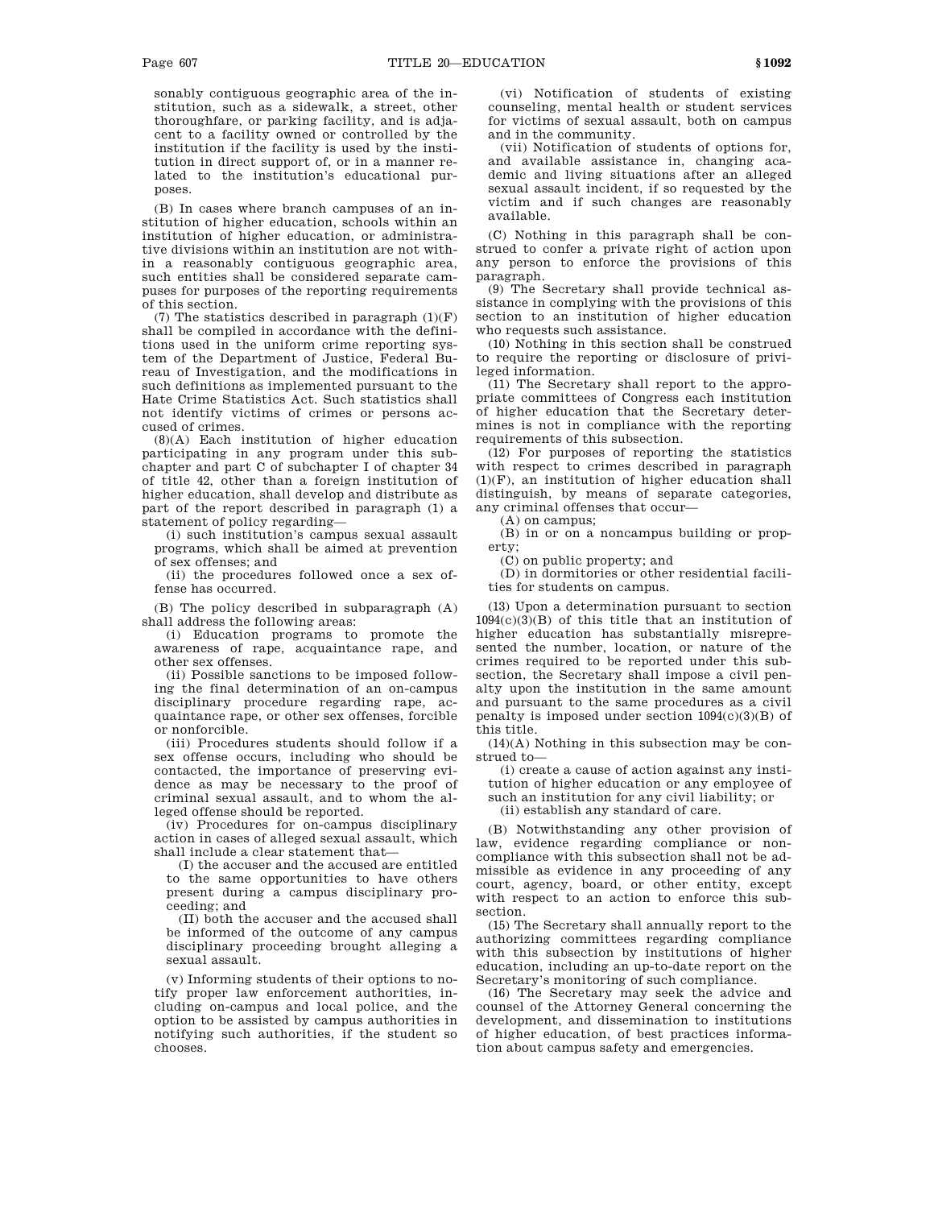sonably contiguous geographic area of the institution, such as a sidewalk, a street, other thoroughfare, or parking facility, and is adjacent to a facility owned or controlled by the institution if the facility is used by the institution in direct support of, or in a manner related to the institution's educational purposes.

(B) In cases where branch campuses of an institution of higher education, schools within an institution of higher education, or administrative divisions within an institution are not within a reasonably contiguous geographic area, such entities shall be considered separate campuses for purposes of the reporting requirements of this section.

(7) The statistics described in paragraph (1)(F) shall be compiled in accordance with the definitions used in the uniform crime reporting system of the Department of Justice, Federal Bureau of Investigation, and the modifications in such definitions as implemented pursuant to the Hate Crime Statistics Act. Such statistics shall not identify victims of crimes or persons accused of crimes.

(8)(A) Each institution of higher education participating in any program under this subchapter and part C of subchapter I of chapter 34 of title 42, other than a foreign institution of higher education, shall develop and distribute as part of the report described in paragraph (1) a statement of policy regarding—

(i) such institution's campus sexual assault programs, which shall be aimed at prevention of sex offenses; and

(ii) the procedures followed once a sex offense has occurred.

(B) The policy described in subparagraph (A) shall address the following areas:

(i) Education programs to promote the awareness of rape, acquaintance rape, and other sex offenses.

(ii) Possible sanctions to be imposed following the final determination of an on-campus disciplinary procedure regarding rape, acquaintance rape, or other sex offenses, forcible or nonforcible.

(iii) Procedures students should follow if a sex offense occurs, including who should be contacted, the importance of preserving evidence as may be necessary to the proof of criminal sexual assault, and to whom the alleged offense should be reported.

(iv) Procedures for on-campus disciplinary action in cases of alleged sexual assault, which shall include a clear statement that—

(I) the accuser and the accused are entitled to the same opportunities to have others present during a campus disciplinary proceeding; and

(II) both the accuser and the accused shall be informed of the outcome of any campus disciplinary proceeding brought alleging a sexual assault.

(v) Informing students of their options to notify proper law enforcement authorities, including on-campus and local police, and the option to be assisted by campus authorities in notifying such authorities, if the student so chooses.

(vi) Notification of students of existing counseling, mental health or student services for victims of sexual assault, both on campus and in the community.

(vii) Notification of students of options for, and available assistance in, changing academic and living situations after an alleged sexual assault incident, if so requested by the victim and if such changes are reasonably available.

(C) Nothing in this paragraph shall be construed to confer a private right of action upon any person to enforce the provisions of this paragraph.

(9) The Secretary shall provide technical assistance in complying with the provisions of this section to an institution of higher education who requests such assistance.

(10) Nothing in this section shall be construed to require the reporting or disclosure of privileged information.

(11) The Secretary shall report to the appropriate committees of Congress each institution of higher education that the Secretary determines is not in compliance with the reporting requirements of this subsection.

(12) For purposes of reporting the statistics with respect to crimes described in paragraph (1)(F), an institution of higher education shall distinguish, by means of separate categories, any criminal offenses that occur—

(A) on campus;

(B) in or on a noncampus building or property;

(C) on public property; and

(D) in dormitories or other residential facilities for students on campus.

(13) Upon a determination pursuant to section 1094(c)(3)(B) of this title that an institution of higher education has substantially misrepresented the number, location, or nature of the crimes required to be reported under this subsection, the Secretary shall impose a civil penalty upon the institution in the same amount and pursuant to the same procedures as a civil penalty is imposed under section 1094(c)(3)(B) of this title.

(14)(A) Nothing in this subsection may be construed to—

(i) create a cause of action against any institution of higher education or any employee of such an institution for any civil liability; or

(ii) establish any standard of care.

(B) Notwithstanding any other provision of law, evidence regarding compliance or noncompliance with this subsection shall not be admissible as evidence in any proceeding of any court, agency, board, or other entity, except with respect to an action to enforce this subsection.

(15) The Secretary shall annually report to the authorizing committees regarding compliance with this subsection by institutions of higher education, including an up-to-date report on the Secretary's monitoring of such compliance.

(16) The Secretary may seek the advice and counsel of the Attorney General concerning the development, and dissemination to institutions of higher education, of best practices information about campus safety and emergencies.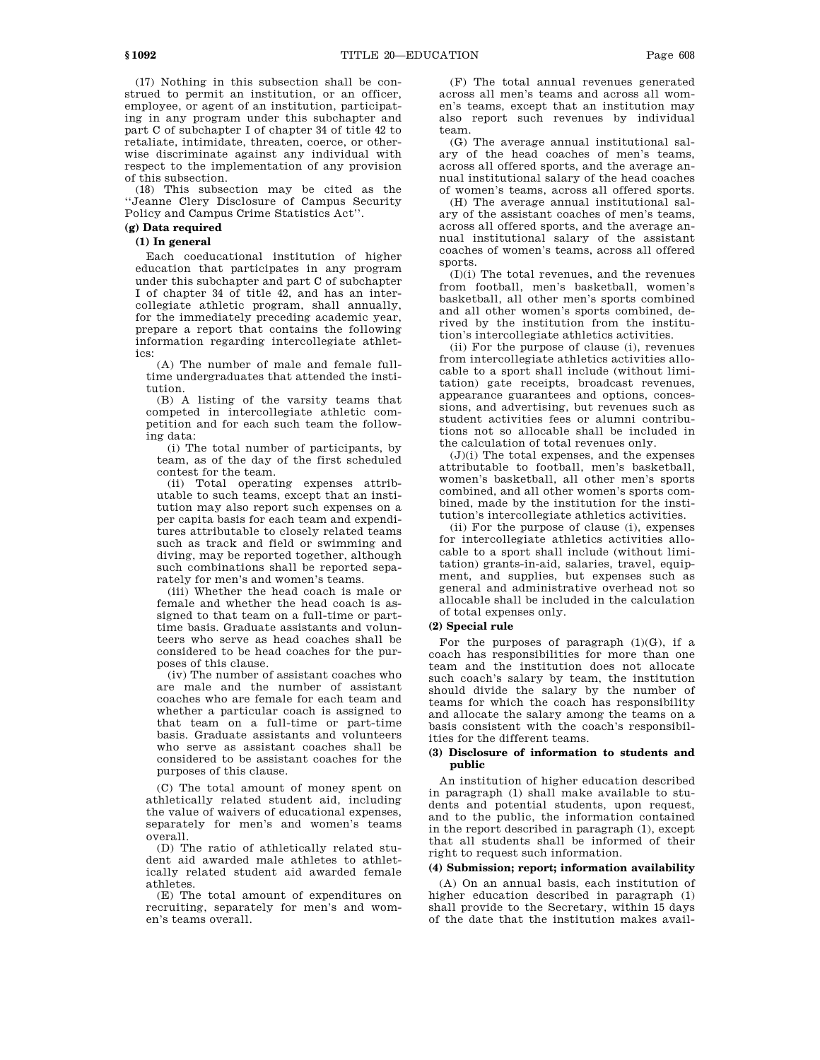(17) Nothing in this subsection shall be construed to permit an institution, or an officer, employee, or agent of an institution, participating in any program under this subchapter and part C of subchapter I of chapter 34 of title 42 to retaliate, intimidate, threaten, coerce, or otherwise discriminate against any individual with respect to the implementation of any provision of this subsection.

(18) This subsection may be cited as the "Jeanne Clery Disclosure of Campus Security Policy and Campus Crime Statistics Act".

**(g) Data required**

**(1) In general**

Each coeducational institution of higher education that participates in any program under this subchapter and part C of subchapter I of chapter 34 of title 42, and has an intercollegiate athletic program, shall annually, for the immediately preceding academic year, prepare a report that contains the following information regarding intercollegiate athletics:

(A) The number of male and female full-time undergraduates that attended the institution.

(B) A listing of the varsity teams that competed in intercollegiate athletic competition and for each such team the following data:

(i) The total number of participants, by team, as of the day of the first scheduled contest for the team.

(ii) Total operating expenses attributable to such teams, except that an institution may also report such expenses on a per capita basis for each team and expenditures attributable to closely related teams such as track and field or swimming and diving, may be reported together, although such combinations shall be reported separately for men's and women's teams.

(iii) Whether the head coach is male or female and whether the head coach is assigned to that team on a full-time or part-time basis. Graduate assistants and volunteers who serve as head coaches shall be considered to be head coaches for the purposes of this clause.

(iv) The number of assistant coaches who are male and the number of assistant coaches who are female for each team and whether a particular coach is assigned to that team on a full-time or part-time basis. Graduate assistants and volunteers who serve as assistant coaches shall be considered to be assistant coaches for the purposes of this clause.

(C) The total amount of money spent on athletically related student aid, including the value of waivers of educational expenses, separately for men's and women's teams overall.

(D) The ratio of athletically related student aid awarded male athletes to athletically related student aid awarded female athletes.

(E) The total amount of expenditures on recruiting, separately for men's and women's teams overall.

(F) The total annual revenues generated across all men's teams and across all women's teams, except that an institution may also report such revenues by individual team.

(G) The average annual institutional salary of the head coaches of men's teams, across all offered sports, and the average annual institutional salary of the head coaches of women's teams, across all offered sports.

(H) The average annual institutional salary of the assistant coaches of men's teams, across all offered sports, and the average annual institutional salary of the assistant coaches of women's teams, across all offered sports.

(I)(i) The total revenues, and the revenues from football, men's basketball, women's basketball, all other men's sports combined and all other women's sports combined, derived by the institution from the institution's intercollegiate athletics activities.

(ii) For the purpose of clause (i), revenues from intercollegiate athletics activities allocable to a sport shall include (without limitation) gate receipts, broadcast revenues, appearance guarantees and options, concessions, and advertising, but revenues such as student activities fees or alumni contributions not so allocable shall be included in the calculation of total revenues only.

(J)(i) The total expenses, and the expenses attributable to football, men's basketball, women's basketball, all other men's sports combined, and all other women's sports combined, made by the institution for the institution's intercollegiate athletics activities.

(ii) For the purpose of clause (i), expenses for intercollegiate athletics activities allocable to a sport shall include (without limitation) grants-in-aid, salaries, travel, equipment, and supplies, but expenses such as general and administrative overhead not so allocable shall be included in the calculation of total expenses only.

**(2) Special rule**

For the purposes of paragraph (1)(G), if a coach has responsibilities for more than one team and the institution does not allocate such coach's salary by team, the institution should divide the salary by the number of teams for which the coach has responsibility and allocate the salary among the teams on a basis consistent with the coach's responsibilities for the different teams.

**(3) Disclosure of information to students and public**

An institution of higher education described in paragraph (1) shall make available to students and potential students, upon request, and to the public, the information contained in the report described in paragraph (1), except that all students shall be informed of their right to request such information.

**(4) Submission; report; information availability**

(A) On an annual basis, each institution of higher education described in paragraph (1) shall provide to the Secretary, within 15 days of the date that the institution makes avail-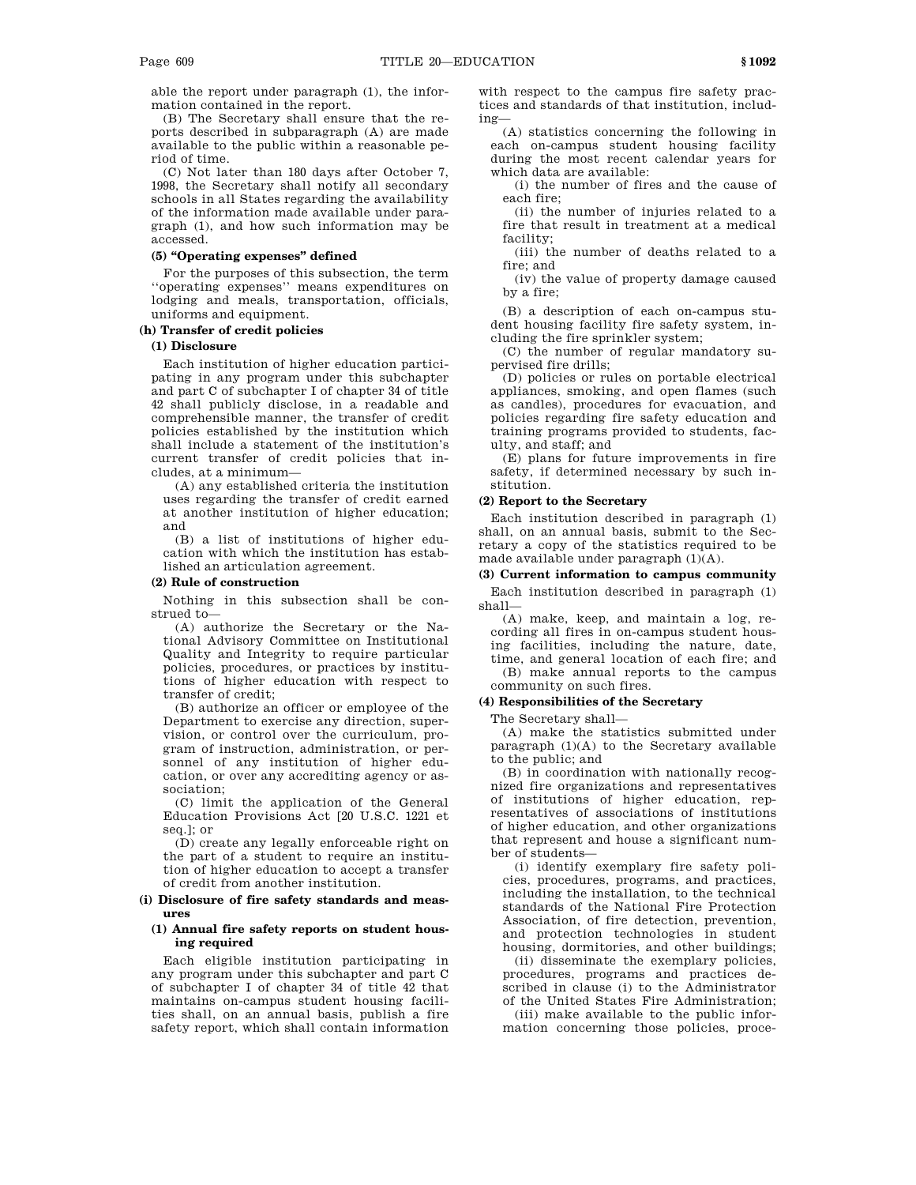able the report under paragraph (1), the information contained in the report.

(B) The Secretary shall ensure that the reports described in subparagraph (A) are made available to the public within a reasonable period of time.

(C) Not later than 180 days after October 7, 1998, the Secretary shall notify all secondary schools in all States regarding the availability of the information made available under paragraph (1), and how such information may be accessed.

#### (5) "Operating expenses" defined

For the purposes of this subsection, the term ''operating expenses'' means expenditures on lodging and meals, transportation, officials, uniforms and equipment.

### (h) Transfer of credit policies

#### (1) Disclosure

Each institution of higher education participating in any program under this subchapter and part C of subchapter I of chapter 34 of title 42 shall publicly disclose, in a readable and comprehensible manner, the transfer of credit policies established by the institution which shall include a statement of the institution's current transfer of credit policies that includes, at a minimum—

(A) any established criteria the institution uses regarding the transfer of credit earned at another institution of higher education; and

(B) a list of institutions of higher education with which the institution has established an articulation agreement.

#### (2) Rule of construction

Nothing in this subsection shall be construed to—

(A) authorize the Secretary or the National Advisory Committee on Institutional Quality and Integrity to require particular policies, procedures, or practices by institutions of higher education with respect to transfer of credit;

(B) authorize an officer or employee of the Department to exercise any direction, supervision, or control over the curriculum, program of instruction, administration, or personnel of any institution of higher education, or over any accrediting agency or association;

(C) limit the application of the General Education Provisions Act [20 U.S.C. 1221 et seq.]; or

(D) create any legally enforceable right on the part of a student to require an institution of higher education to accept a transfer of credit from another institution.

### (i) Disclosure of fire safety standards and measures

#### (1) Annual fire safety reports on student housing required

Each eligible institution participating in any program under this subchapter and part C of subchapter I of chapter 34 of title 42 that maintains on-campus student housing facilities shall, on an annual basis, publish a fire safety report, which shall contain information with respect to the campus fire safety practices and standards of that institution, including—

(A) statistics concerning the following in each on-campus student housing facility during the most recent calendar years for which data are available:

(i) the number of fires and the cause of each fire;

(ii) the number of injuries related to a fire that result in treatment at a medical facility;

(iii) the number of deaths related to a fire; and

(iv) the value of property damage caused by a fire;

(B) a description of each on-campus student housing facility fire safety system, including the fire sprinkler system;

(C) the number of regular mandatory supervised fire drills;

(D) policies or rules on portable electrical appliances, smoking, and open flames (such as candles), procedures for evacuation, and policies regarding fire safety education and training programs provided to students, faculty, and staff; and

(E) plans for future improvements in fire safety, if determined necessary by such institution.

#### (2) Report to the Secretary

Each institution described in paragraph (1) shall, on an annual basis, submit to the Secretary a copy of the statistics required to be made available under paragraph (1)(A).

#### (3) Current information to campus community

Each institution described in paragraph (1) shall—

(A) make, keep, and maintain a log, recording all fires in on-campus student housing facilities, including the nature, date, time, and general location of each fire; and

(B) make annual reports to the campus community on such fires.

#### (4) Responsibilities of the Secretary

The Secretary shall—

(A) make the statistics submitted under paragraph (1)(A) to the Secretary available to the public; and

(B) in coordination with nationally recognized fire organizations and representatives of institutions of higher education, representatives of associations of institutions of higher education, and other organizations that represent and house a significant number of students—

(i) identify exemplary fire safety policies, procedures, programs, and practices, including the installation, to the technical standards of the National Fire Protection Association, of fire detection, prevention, and protection technologies in student housing, dormitories, and other buildings;

(ii) disseminate the exemplary policies, procedures, programs and practices described in clause (i) to the Administrator of the United States Fire Administration;

(iii) make available to the public information concerning those policies, proce-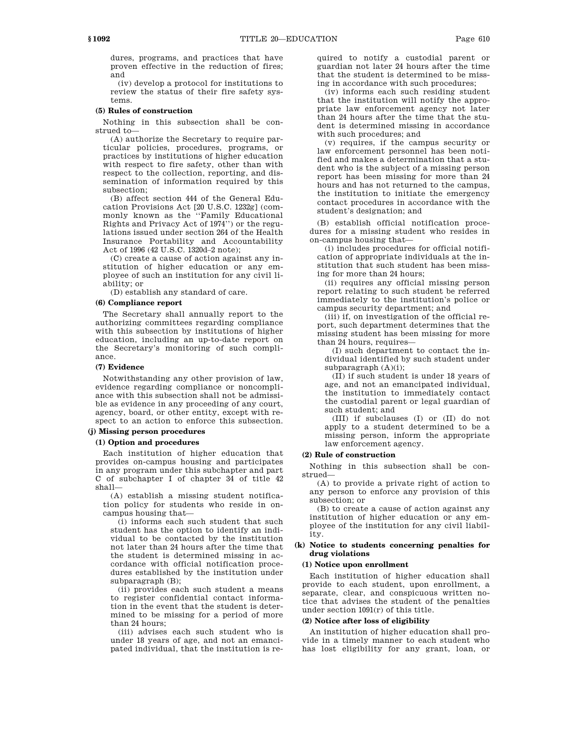dures, programs, and practices that have proven effective in the reduction of fires; and

(iv) develop a protocol for institutions to review the status of their fire safety systems.

#### (5) Rules of construction

Nothing in this subsection shall be construed to—

(A) authorize the Secretary to require particular policies, procedures, programs, or practices by institutions of higher education with respect to fire safety, other than with respect to the collection, reporting, and dissemination of information required by this subsection;

(B) affect section 444 of the General Education Provisions Act [20 U.S.C. 1232g] (commonly known as the ''Family Educational Rights and Privacy Act of 1974'') or the regulations issued under section 264 of the Health Insurance Portability and Accountability Act of 1996 (42 U.S.C. 1320d–2 note);

(C) create a cause of action against any institution of higher education or any employee of such an institution for any civil liability; or

(D) establish any standard of care.

#### (6) Compliance report

The Secretary shall annually report to the authorizing committees regarding compliance with this subsection by institutions of higher education, including an up-to-date report on the Secretary's monitoring of such compliance.

#### (7) Evidence

Notwithstanding any other provision of law, evidence regarding compliance or noncompliance with this subsection shall not be admissible as evidence in any proceeding of any court, agency, board, or other entity, except with respect to an action to enforce this subsection.

### (j) Missing person procedures

#### (1) Option and procedures

Each institution of higher education that provides on-campus housing and participates in any program under this subchapter and part C of subchapter I of chapter 34 of title 42 shall—

(A) establish a missing student notification policy for students who reside in on-campus housing that—

(i) informs each such student that such student has the option to identify an individual to be contacted by the institution not later than 24 hours after the time that the student is determined missing in accordance with official notification procedures established by the institution under subparagraph (B);

(ii) provides each such student a means to register confidential contact information in the event that the student is determined to be missing for a period of more than 24 hours;

(iii) advises each such student who is under 18 years of age, and not an emancipated individual, that the institution is required to notify a custodial parent or guardian not later 24 hours after the time that the student is determined to be missing in accordance with such procedures;

(iv) informs each such residing student that the institution will notify the appropriate law enforcement agency not later than 24 hours after the time that the student is determined missing in accordance with such procedures; and

(v) requires, if the campus security or law enforcement personnel has been notified and makes a determination that a student who is the subject of a missing person report has been missing for more than 24 hours and has not returned to the campus, the institution to initiate the emergency contact procedures in accordance with the student's designation; and

(B) establish official notification procedures for a missing student who resides in on-campus housing that—

(i) includes procedures for official notification of appropriate individuals at the institution that such student has been missing for more than 24 hours;

(ii) requires any official missing person report relating to such student be referred immediately to the institution's police or campus security department; and

(iii) if, on investigation of the official report, such department determines that the missing student has been missing for more than 24 hours, requires—

(I) such department to contact the individual identified by such student under subparagraph (A)(i);

(II) if such student is under 18 years of age, and not an emancipated individual, the institution to immediately contact the custodial parent or legal guardian of such student; and

(III) if subclauses (I) or (II) do not apply to a student determined to be a missing person, inform the appropriate law enforcement agency.

#### (2) Rule of construction

Nothing in this subsection shall be construed—

(A) to provide a private right of action to any person to enforce any provision of this subsection; or

(B) to create a cause of action against any institution of higher education or any employee of the institution for any civil liability.

### (k) Notice to students concerning penalties for drug violations

#### (1) Notice upon enrollment

Each institution of higher education shall provide to each student, upon enrollment, a separate, clear, and conspicuous written notice that advises the student of the penalties under section 1091(r) of this title.

#### (2) Notice after loss of eligibility

An institution of higher education shall provide in a timely manner to each student who has lost eligibility for any grant, loan, or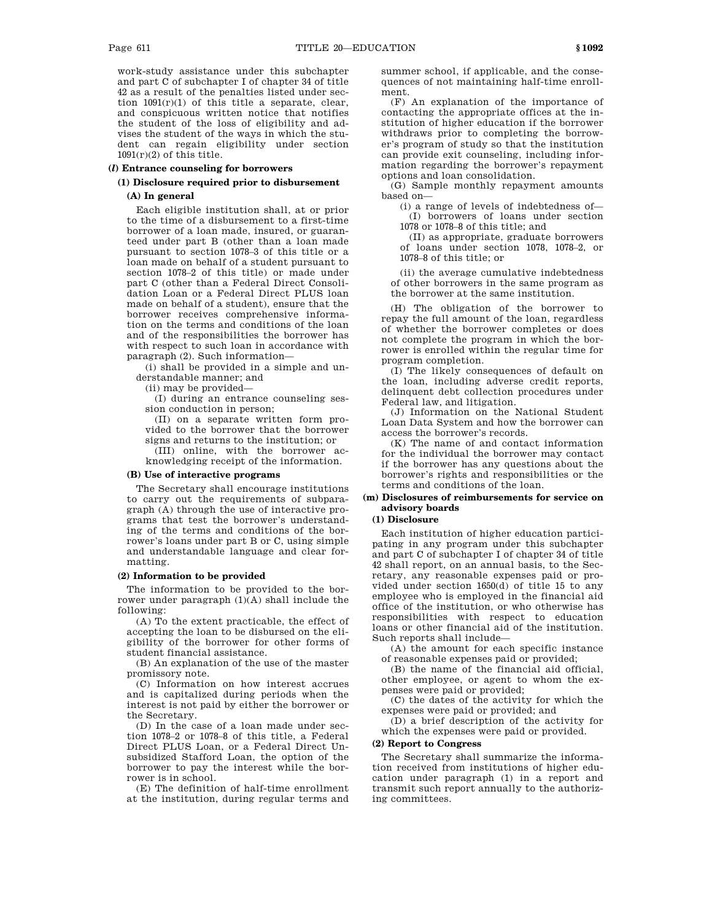work-study assistance under this subchapter and part C of subchapter I of chapter 34 of title 42 as a result of the penalties listed under section 1091(r)(1) of this title a separate, clear, and conspicuous written notice that notifies the student of the loss of eligibility and advises the student of the ways in which the student can regain eligibility under section 1091(r)(2) of this title.

**(*l*) Entrance counseling for borrowers**

**(1) Disclosure required prior to disbursement**

**(A) In general**

Each eligible institution shall, at or prior to the time of a disbursement to a first-time borrower of a loan made, insured, or guaranteed under part B (other than a loan made pursuant to section 1078–3 of this title or a loan made on behalf of a student pursuant to section 1078–2 of this title) or made under part C (other than a Federal Direct Consolidation Loan or a Federal Direct PLUS loan made on behalf of a student), ensure that the borrower receives comprehensive information on the terms and conditions of the loan and of the responsibilities the borrower has with respect to such loan in accordance with paragraph (2). Such information—

(i) shall be provided in a simple and understandable manner; and

(ii) may be provided—

(I) during an entrance counseling session conduction in person;

(II) on a separate written form provided to the borrower that the borrower signs and returns to the institution; or

(III) online, with the borrower acknowledging receipt of the information.

**(B) Use of interactive programs**

The Secretary shall encourage institutions to carry out the requirements of subparagraph (A) through the use of interactive programs that test the borrower's understanding of the terms and conditions of the borrower's loans under part B or C, using simple and understandable language and clear formatting.

**(2) Information to be provided**

The information to be provided to the borrower under paragraph (1)(A) shall include the following:

(A) To the extent practicable, the effect of accepting the loan to be disbursed on the eligibility of the borrower for other forms of student financial assistance.

(B) An explanation of the use of the master promissory note.

(C) Information on how interest accrues and is capitalized during periods when the interest is not paid by either the borrower or the Secretary.

(D) In the case of a loan made under section 1078–2 or 1078–8 of this title, a Federal Direct PLUS Loan, or a Federal Direct Unsubsidized Stafford Loan, the option of the borrower to pay the interest while the borrower is in school.

(E) The definition of half-time enrollment at the institution, during regular terms and summer school, if applicable, and the consequences of not maintaining half-time enrollment.

(F) An explanation of the importance of contacting the appropriate offices at the institution of higher education if the borrower withdraws prior to completing the borrower's program of study so that the institution can provide exit counseling, including information regarding the borrower's repayment options and loan consolidation.

(G) Sample monthly repayment amounts based on—

(i) a range of levels of indebtedness of—

(I) borrowers of loans under section 1078 or 1078–8 of this title; and

(II) as appropriate, graduate borrowers of loans under section 1078, 1078–2, or 1078–8 of this title; or

(ii) the average cumulative indebtedness of other borrowers in the same program as the borrower at the same institution.

(H) The obligation of the borrower to repay the full amount of the loan, regardless of whether the borrower completes or does not complete the program in which the borrower is enrolled within the regular time for program completion.

(I) The likely consequences of default on the loan, including adverse credit reports, delinquent debt collection procedures under Federal law, and litigation.

(J) Information on the National Student Loan Data System and how the borrower can access the borrower's records.

(K) The name of and contact information for the individual the borrower may contact if the borrower has any questions about the borrower's rights and responsibilities or the terms and conditions of the loan.

**(m) Disclosures of reimbursements for service on advisory boards**

**(1) Disclosure**

Each institution of higher education participating in any program under this subchapter and part C of subchapter I of chapter 34 of title 42 shall report, on an annual basis, to the Secretary, any reasonable expenses paid or provided under section 1650(d) of title 15 to any employee who is employed in the financial aid office of the institution, or who otherwise has responsibilities with respect to education loans or other financial aid of the institution. Such reports shall include—

(A) the amount for each specific instance of reasonable expenses paid or provided;

(B) the name of the financial aid official, other employee, or agent to whom the expenses were paid or provided;

(C) the dates of the activity for which the expenses were paid or provided; and

(D) a brief description of the activity for which the expenses were paid or provided.

**(2) Report to Congress**

The Secretary shall summarize the information received from institutions of higher education under paragraph (1) in a report and transmit such report annually to the authorizing committees.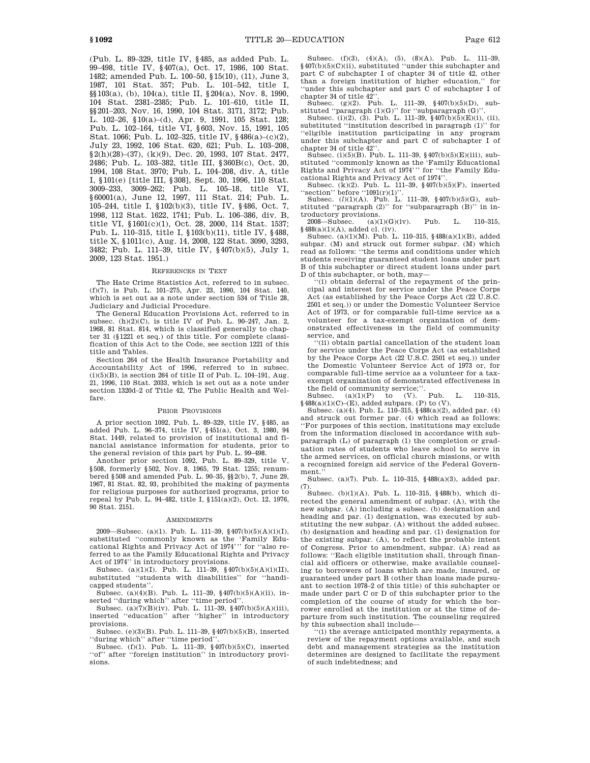(Pub. L. 89–329, title IV, §485, as added Pub. L. 99–498, title IV, §407(a), Oct. 17, 1986, 100 Stat. 1482; amended Pub. L. 100–50, §15(10), (11), June 3, 1987, 101 Stat. 357; Pub. L. 101–542, title I, §§103(a), (b), 104(a), title II, §204(a), Nov. 8, 1990, 104 Stat. 2381–2385; Pub. L. 101–610, title II, §§201–203, Nov. 16, 1990, 104 Stat. 3171, 3172; Pub. L. 102–26, §10(a)–(d), Apr. 9, 1991, 105 Stat. 128; Pub. L. 102–164, title VI, §603, Nov. 15, 1991, 105 Stat. 1066; Pub. L. 102–325, title IV, §486(a)–(c)(2), July 23, 1992, 106 Stat. 620, 621; Pub. L. 103–208, §2(h)(28)–(37), (k)(9), Dec. 20, 1993, 107 Stat. 2477, 2486; Pub. L. 103–382, title III, §360B(c), Oct. 20, 1994, 108 Stat. 3970; Pub. L. 104–208, div. A, title I, §101(e) [title III, §308], Sept. 30, 1996, 110 Stat. 3009–233, 3009–262; Pub. L. 105–18, title VI, §60001(a), June 12, 1997, 111 Stat. 214; Pub. L. 105–244, title I, §102(b)(3), title IV, §486, Oct. 7, 1998, 112 Stat. 1622, 1741; Pub. L. 106–386, div. B, title VI, §1601(c)(1), Oct. 28, 2000, 114 Stat. 1537; Pub. L. 110–315, title I, §103(b)(11), title IV, §488, title X, §1011(c), Aug. 14, 2008, 122 Stat. 3090, 3293, 3482; Pub. L. 111–39, title IV, §407(b)(5), July 1, 2009, 123 Stat. 1951.)

## REFERENCES IN TEXT

The Hate Crime Statistics Act, referred to in subsec. (f)(7), is Pub. L. 101–275, Apr. 23, 1990, 104 Stat. 140, which is set out as a note under section 534 of Title 28, Judiciary and Judicial Procedure.

The General Education Provisions Act, referred to in subsec. (h)(2)(C), is title IV of Pub. L. 90–247, Jan. 2, 1968, 81 Stat. 814, which is classified generally to chapter 31 (§1221 et seq.) of this title. For complete classification of this Act to the Code, see section 1221 of this title and Tables.

Section 264 of the Health Insurance Portability and Accountability Act of 1996, referred to in subsec. (i)(5)(B), is section 264 of title II of Pub. L. 104–191, Aug. 21, 1996, 110 Stat. 2033, which is set out as a note under section 1320d–2 of Title 42, The Public Health and Welfare.

## PRIOR PROVISIONS

A prior section 1092, Pub. L. 89–329, title IV, §485, as added Pub. L. 96–374, title IV, §451(a), Oct. 3, 1980, 94 Stat. 1449, related to provision of institutional and financial assistance information for students, prior to the general revision of this part by Pub. L. 99–498.

Another prior section 1092, Pub. L. 89–329, title V, §508, formerly §502, Nov. 8, 1965, 79 Stat. 1255; renumbered §508 and amended Pub. L. 90–35, §§2(b), 7, June 29, 1967, 81 Stat. 82, 93, prohibited the making of payments for religious purposes for authorized programs, prior to repeal by Pub. L. 94–482, title I, §151(a)(2), Oct. 12, 1976, 90 Stat. 2151.

## AMENDMENTS

2009—Subsec. (a)(1). Pub. L. 111–39, §407(b)(5)(A)(i)(I), substituted "commonly known as the 'Family Educational Rights and Privacy Act of 1974'" for "also referred to as the Family Educational Rights and Privacy Act of 1974" in introductory provisions.

Subsec. (a)(1)(I). Pub. L. 111–39, §407(b)(5)(A)(i)(II), substituted "students with disabilities" for "handicapped students".

Subsec. (a)(4)(B). Pub. L. 111–39, §407(b)(5)(A)(ii), inserted "during which" after "time period".

Subsec. (a)(7)(B)(iv). Pub. L. 111–39, §407(b)(5)(A)(iii), inserted "education" after "higher" in introductory provisions.

Subsec. (e)(3)(B). Pub. L. 111–39, §407(b)(5)(B), inserted "during which" after "time period".

Subsec. (f)(1). Pub. L. 111–39, §407(b)(5)(C), inserted "of" after "foreign institution" in introductory provisions.

Subsec. (f)(3), (4)(A), (5), (8)(A). Pub. L. 111–39, §407(b)(5)(C)(ii), substituted "under this subchapter and part C of subchapter I of chapter 34 of title 42, other than a foreign institution of higher education," for "under this subchapter and part C of subchapter I of chapter 34 of title 42".

Subsec. (g)(2). Pub. L. 111–39, §407(b)(5)(D), substituted "paragraph (1)(G)" for "subparagraph (G)".

Subsec. (i)(2), (3). Pub. L. 111–39, §407(b)(5)(E)(i), (ii), substituted "institution described in paragraph (1)" for "eligible institution participating in any program under this subchapter and part C of subchapter I of chapter 34 of title 42".

Subsec. (i)(5)(B). Pub. L. 111–39, §407(b)(5)(E)(iii), substituted "commonly known as the 'Family Educational Rights and Privacy Act of 1974'" for "the Family Educational Rights and Privacy Act of 1974".

Subsec. (k)(2). Pub. L. 111–39, §407(b)(5)(F), inserted "section" before "1091(r)(1)".

Subsec. (l)(1)(A). Pub. L. 111–39, §407(b)(5)(G), substituted "paragraph (2)" for "subparagraph (B)" in introductory provisions.

2008—Subsec. (a)(1)(G)(iv). Pub. L. 110–315, §488(a)(1)(A), added cl. (iv).

Subsec. (a)(1)(M). Pub. L. 110–315, §488(a)(1)(B), added subpar. (M) and struck out former subpar. (M) which read as follows: "the terms and conditions under which students receiving guaranteed student loans under part B of this subchapter or direct student loans under part D of this subchapter, or both, may—

"(i) obtain deferral of the repayment of the principal and interest for service under the Peace Corps Act (as established by the Peace Corps Act (22 U.S.C. 2501 et seq.)) or under the Domestic Volunteer Service Act of 1973, or for comparable full-time service as a volunteer for a tax-exempt organization of demonstrated effectiveness in the field of community service, and

"(ii) obtain partial cancellation of the student loan for service under the Peace Corps Act (as established by the Peace Corps Act (22 U.S.C. 2501 et seq.)) under the Domestic Volunteer Service Act of 1973 or, for comparable full-time service as a volunteer for a tax-exempt organization of demonstrated effectiveness in the field of community service;".

Subsec. (a)(1)(P) to (V). Pub. L. 110–315, §488(a)(1)(C)–(E), added subpars. (P) to (V).

Subsec. (a)(4). Pub. L. 110–315, §488(a)(2), added par. (4) and struck out former par. (4) which read as follows: "For purposes of this section, institutions may exclude from the information disclosed in accordance with subparagraph (L) of paragraph (1) the completion or graduation rates of students who leave school to serve in the armed services, on official church missions, or with a recognized foreign aid service of the Federal Government."

Subsec. (a)(7). Pub. L. 110–315, §488(a)(3), added par. (7).

Subsec. (b)(1)(A). Pub. L. 110–315, §488(b), which directed the general amendment of subpar. (A), with the new subpar. (A) including a subsec. (b) designation and heading and par. (1) designation, was executed by substituting the new subpar. (A) without the added subsec. (b) designation and heading and par. (1) designation for the existing subpar. (A), to reflect the probable intent of Congress. Prior to amendment, subpar. (A) read as follows: "Each eligible institution shall, through financial aid officers or otherwise, make available counseling to borrowers of loans which are made, insured, or guaranteed under part B (other than loans made pursuant to section 1078–2 of this title) of this subchapter or made under part C or D of this subchapter prior to the completion of the course of study for which the borrower enrolled at the institution or at the time of departure from such institution. The counseling required by this subsection shall include—

"(i) the average anticipated monthly repayments, a review of the repayment options available, and such debt and management strategies as the institution determines are designed to facilitate the repayment of such indebtedness; and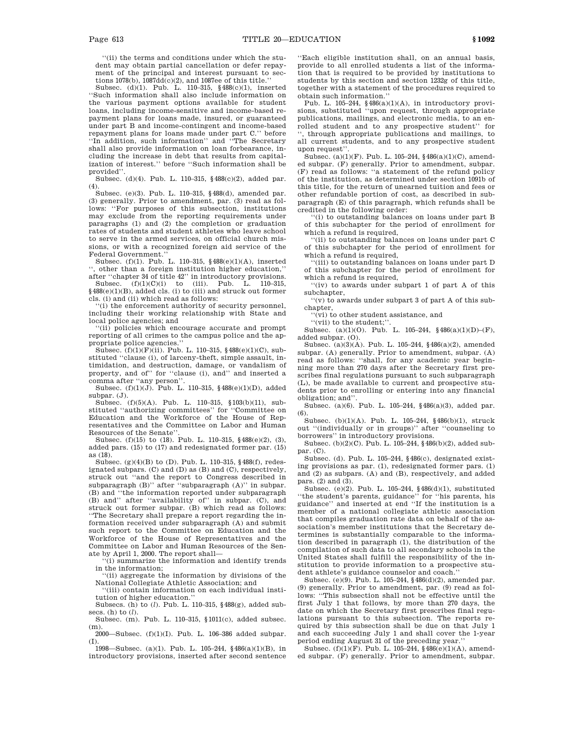"(ii) the terms and conditions under which the student may obtain partial cancellation or defer repayment of the principal and interest pursuant to sections 1078(b), 1087dd(c)(2), and 1087ee of this title."

Subsec. (d)(1). Pub. L. 110–315, §488(c)(1), inserted "Such information shall also include information on the various payment options available for student loans, including income-sensitive and income-based repayment plans for loans made, insured, or guaranteed under part B and income-contingent and income-based repayment plans for loans made under part C." before "In addition, such information" and "The Secretary shall also provide information on loan forbearance, including the increase in debt that results from capitalization of interest." before "Such information shall be provided".

Subsec. (d)(4). Pub. L. 110–315, §488(c)(2), added par. (4).

Subsec. (e)(3). Pub. L. 110–315, §488(d), amended par. (3) generally. Prior to amendment, par. (3) read as follows: "For purposes of this subsection, institutions may exclude from the reporting requirements under paragraphs (1) and (2) the completion or graduation rates of students and student athletes who leave school to serve in the armed services, on official church missions, or with a recognized foreign aid service of the Federal Government."

Subsec. (f)(1). Pub. L. 110–315, §488(e)(1)(A), inserted ", other than a foreign institution higher education," after "chapter 34 of title 42" in introductory provisions.

Subsec. (f)(1)(C)(i) to (iii). Pub. L. 110–315, §488(e)(1)(B), added cls. (i) to (iii) and struck out former cls. (i) and (ii) which read as follows:

"(i) the enforcement authority of security personnel, including their working relationship with State and local police agencies; and

"(ii) policies which encourage accurate and prompt reporting of all crimes to the campus police and the appropriate police agencies."

Subsec. (f)(1)(F)(ii). Pub. L. 110–315, §488(e)(1)(C), substituted "clause (i), of larceny-theft, simple assault, intimidation, and destruction, damage, or vandalism of property, and of" for "clause (i), and" and inserted a comma after "any person".

Subsec. (f)(1)(J). Pub. L. 110–315, §488(e)(1)(D), added subpar. (J).

Subsec. (f)(5)(A). Pub. L. 110–315, §103(b)(11), substituted "authorizing committees" for "Committee on Education and the Workforce of the House of Representatives and the Committee on Labor and Human Resources of the Senate".

Subsec. (f)(15) to (18). Pub. L. 110–315, §488(e)(2), (3), added pars. (15) to (17) and redesignated former par. (15) as (18).

Subsec. (g)(4)(B) to (D). Pub. L. 110–315, §488(f), redesignated subpars. (C) and (D) as (B) and (C), respectively, struck out "and the report to Congress described in subparagraph (B)" after "subparagraph (A)" in subpar. (B) and "the information reported under subparagraph (B) and" after "availability of" in subpar. (C), and struck out former subpar. (B) which read as follows: "The Secretary shall prepare a report regarding the information received under subparagraph (A) and submit such report to the Committee on Education and the Workforce of the House of Representatives and the Committee on Labor and Human Resources of the Senate by April 1, 2000. The report shall—

"(i) summarize the information and identify trends in the information;

"(ii) aggregate the information by divisions of the National Collegiate Athletic Association; and

"(iii) contain information on each individual institution of higher education."

Subsecs. (h) to (*l*). Pub. L. 110–315, §488(g), added subsecs. (h) to (*l*).

Subsec. (m). Pub. L. 110–315, §1011(c), added subsec. (m).

2000—Subsec. (f)(1)(I). Pub. L. 106–386 added subpar. (I).

1998—Subsec. (a)(1). Pub. L. 105–244, §486(a)(1)(B), in introductory provisions, inserted after second sentence "Each eligible institution shall, on an annual basis, provide to all enrolled students a list of the information that is required to be provided by institutions to students by this section and section 1232g of this title, together with a statement of the procedures required to obtain such information."

Pub. L. 105–244, §486(a)(1)(A), in introductory provisions, substituted "upon request, through appropriate publications, mailings, and electronic media, to an enrolled student and to any prospective student" for ", through appropriate publications and mailings, to all current students, and to any prospective student upon request".

Subsec. (a)(1)(F). Pub. L. 105–244, §486(a)(1)(C), amended subpar. (F) generally. Prior to amendment, subpar. (F) read as follows: "a statement of the refund policy of the institution, as determined under section 1091b of this title, for the return of unearned tuition and fees or other refundable portion of cost, as described in subparagraph (E) of this paragraph, which refunds shall be credited in the following order:

"(i) to outstanding balances on loans under part B of this subchapter for the period of enrollment for which a refund is required,

"(ii) to outstanding balances on loans under part C of this subchapter for the period of enrollment for which a refund is required,

"(iii) to outstanding balances on loans under part D of this subchapter for the period of enrollment for which a refund is required,

"(iv) to awards under subpart 1 of part A of this subchapter,

"(v) to awards under subpart 3 of part A of this subchapter,

"(vi) to other student assistance, and

"(vii) to the student;".

Subsec. (a)(1)(O). Pub. L. 105–244, §486(a)(1)(D)–(F), added subpar. (O).

Subsec. (a)(3)(A). Pub. L. 105–244, §486(a)(2), amended subpar. (A) generally. Prior to amendment, subpar. (A) read as follows: "shall, for any academic year beginning more than 270 days after the Secretary first prescribes final regulations pursuant to such subparagraph (L), be made available to current and prospective students prior to enrolling or entering into any financial obligation; and".

Subsec. (a)(6). Pub. L. 105–244, §486(a)(3), added par. (6).

Subsec. (b)(1)(A). Pub. L. 105–244, §486(b)(1), struck out "(individually or in groups)" after "counseling to borrowers" in introductory provisions.

Subsec. (b)(2)(C). Pub. L. 105–244, §486(b)(2), added subpar. (C).

Subsec. (d). Pub. L. 105–244, §486(c), designated existing provisions as par. (1), redesignated former pars. (1) and (2) as subpars. (A) and (B), respectively, and added pars. (2) and (3).

Subsec. (e)(2). Pub. L. 105–244, §486(d)(1), substituted "the student's parents, guidance" for "his parents, his guidance" and inserted at end "If the institution is a member of a national collegiate athletic association that compiles graduation rate data on behalf of the association's member institutions that the Secretary determines is substantially comparable to the information described in paragraph (1), the distribution of the compilation of such data to all secondary schools in the United States shall fulfill the responsibility of the institution to provide information to a prospective student athlete's guidance counselor and coach."

Subsec. (e)(9). Pub. L. 105–244, §486(d)(2), amended par. (9) generally. Prior to amendment, par. (9) read as follows: "This subsection shall not be effective until the first July 1 that follows, by more than 270 days, the date on which the Secretary first prescribes final regulations pursuant to this subsection. The reports required by this subsection shall be due on that July 1 and each succeeding July 1 and shall cover the 1-year period ending August 31 of the preceding year."

Subsec. (f)(1)(F). Pub. L. 105–244, §486(e)(1)(A), amended subpar. (F) generally. Prior to amendment, subpar.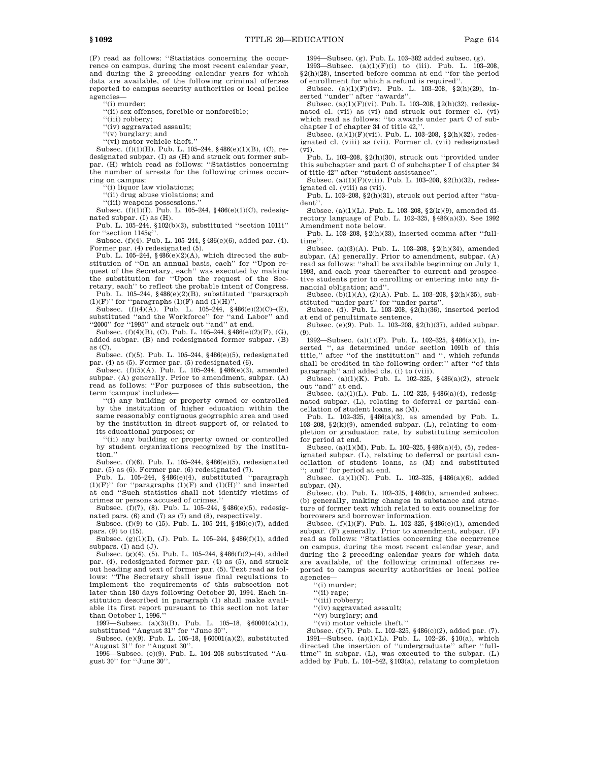(F) read as follows: "Statistics concerning the occurrence on campus, during the most recent calendar year, and during the 2 preceding calendar years for which data are available, of the following criminal offenses reported to campus security authorities or local police agencies—

"(i) murder;

"(ii) sex offenses, forcible or nonforcible;

"(iii) robbery;

"(iv) aggravated assault;

"(v) burglary; and

"(vi) motor vehicle theft."

Subsec. (f)(1)(H). Pub. L. 105–244, §486(e)(1)(B), (C), redesignated subpar. (I) as (H) and struck out former subpar. (H) which read as follows: "Statistics concerning the number of arrests for the following crimes occurring on campus:

"(i) liquor law violations;

"(ii) drug abuse violations; and

"(iii) weapons possessions."

Subsec. (f)(1)(I). Pub. L. 105–244, §486(e)(1)(C), redesignated subpar. (I) as (H).

Pub. L. 105–244, §102(b)(3), substituted "section 1011i" for "section 1145g".

Subsec. (f)(4). Pub. L. 105–244, §486(e)(6), added par. (4). Former par. (4) redesignated (5).

Pub. L. 105–244, §486(e)(2)(A), which directed the substitution of "On an annual basis, each" for "Upon request of the Secretary, each" was executed by making the substitution for "Upon the request of the Secretary, each" to reflect the probable intent of Congress.

Pub. L. 105–244, §486(e)(2)(B), substituted "paragraph (1)(F)" for "paragraphs (1)(F) and (1)(H)".

Subsec. (f)(4)(A). Pub. L. 105–244, §486(e)(2)(C)–(E), substituted "and the Workforce" for "and Labor" and "2000" for "1995" and struck out "and" at end.

Subsec. (f)(4)(B), (C). Pub. L. 105–244, §486(e)(2)(F), (G), added subpar. (B) and redesignated former subpar. (B) as (C).

Subsec. (f)(5). Pub. L. 105–244, §486(e)(5), redesignated par. (4) as (5). Former par. (5) redesignated (6).

Subsec. (f)(5)(A). Pub. L. 105–244, §486(e)(3), amended subpar. (A) generally. Prior to amendment, subpar. (A) read as follows: "For purposes of this subsection, the term 'campus' includes—

"(i) any building or property owned or controlled by the institution of higher education within the same reasonably contiguous geographic area and used by the institution in direct support of, or related to its educational purposes; or

"(ii) any building or property owned or controlled by student organizations recognized by the institution."

Subsec. (f)(6). Pub. L. 105–244, §486(e)(5), redesignated par. (5) as (6). Former par. (6) redesignated (7).

Pub. L. 105–244, §486(e)(4), substituted "paragraph (1)(F)" for "paragraphs (1)(F) and (1)(H)" and inserted at end "Such statistics shall not identify victims of crimes or persons accused of crimes."

Subsec. (f)(7), (8). Pub. L. 105–244, §486(e)(5), redesignated pars. (6) and (7) as (7) and (8), respectively.

Subsec. (f)(9) to (15). Pub. L. 105–244, §486(e)(7), added pars. (9) to (15).

Subsec. (g)(1)(I), (J). Pub. L. 105–244, §486(f)(1), added subpars. (I) and (J).

Subsec. (g)(4), (5). Pub. L. 105–244, §486(f)(2)–(4), added par. (4), redesignated former par. (4) as (5), and struck out heading and text of former par. (5). Text read as follows: "The Secretary shall issue final regulations to implement the requirements of this subsection not later than 180 days following October 20, 1994. Each institution described in paragraph (1) shall make available its first report pursuant to this section not later than October 1, 1996."

1997—Subsec. (a)(3)(B). Pub. L. 105–18, §60001(a)(1), substituted "August 31" for "June 30".

Subsec. (e)(9). Pub. L. 105–18, §60001(a)(2), substituted "August 31" for "August 30".

1996—Subsec. (e)(9). Pub. L. 104–208 substituted "August 30" for "June 30".

1994—Subsec. (g). Pub. L. 103–382 added subsec. (g).

1993—Subsec. (a)(1)(F)(i) to (iii). Pub. L. 103–208, §2(h)(28), inserted before comma at end "for the period of enrollment for which a refund is required".

Subsec. (a)(1)(F)(iv). Pub. L. 103–208, §2(h)(29), inserted "under" after "awards".

Subsec. (a)(1)(F)(vi). Pub. L. 103–208, §2(h)(32), redesignated cl. (vii) as (vi) and struck out former cl. (vi) which read as follows: "to awards under part C of subchapter I of chapter 34 of title 42,".

Subsec. (a)(1)(F)(vii). Pub. L. 103–208, §2(h)(32), redesignated cl. (viii) as (vii). Former cl. (vii) redesignated (vi).

Pub. L. 103–208, §2(h)(30), struck out "provided under this subchapter and part C of subchapter I of chapter 34 of title 42" after "student assistance".

Subsec. (a)(1)(F)(viii). Pub. L. 103–208, §2(h)(32), redesignated cl. (viii) as (vii).

Pub. L. 103–208, §2(h)(31), struck out period after "student".

Subsec. (a)(1)(L). Pub. L. 103–208, §2(k)(9), amended directory language of Pub. L. 102–325, §486(a)(3). See 1992 Amendment note below.

Pub. L. 103–208, §2(h)(33), inserted comma after "full-time".

Subsec. (a)(3)(A). Pub. L. 103–208, §2(h)(34), amended subpar. (A) generally. Prior to amendment, subpar. (A) read as follows: "shall be available beginning on July 1, 1993, and each year thereafter to current and prospective students prior to enrolling or entering into any financial obligation; and".

Subsec. (b)(1)(A), (2)(A). Pub. L. 103–208, §2(h)(35), substituted "under part" for "under parts".

Subsec. (d). Pub. L. 103–208, §2(h)(36), inserted period at end of penultimate sentence.

Subsec. (e)(9). Pub. L. 103–208, §2(h)(37), added subpar. (9).

1992—Subsec. (a)(1)(F). Pub. L. 102–325, §486(a)(1), inserted ", as determined under section 1091b of this title," after "of the institution" and ", which refunds shall be credited in the following order:" after "of this paragraph" and added cls. (i) to (viii).

Subsec. (a)(1)(K). Pub. L. 102–325, §486(a)(2), struck out "and" at end.

Subsec. (a)(1)(L). Pub. L. 102–325, §486(a)(4), redesignated subpar. (L), relating to deferral or partial cancellation of student loans, as (M).

Pub. L. 102–325, §486(a)(3), as amended by Pub. L. 103–208, §2(k)(9), amended subpar. (L), relating to completion or graduation rate, by substituting semicolon for period at end.

Subsec. (a)(1)(M). Pub. L. 102–325, §486(a)(4), (5), redesignated subpar. (L), relating to deferral or partial cancellation of student loans, as (M) and substituted "; and" for period at end.

Subsec. (a)(1)(N). Pub. L. 102–325, §486(a)(6), added subpar. (N).

Subsec. (b). Pub. L. 102–325, §486(b), amended subsec. (b) generally, making changes in substance and structure of former text which related to exit counseling for borrowers and borrower information.

Subsec. (f)(1)(F). Pub. L. 102–325, §486(c)(1), amended subpar. (F) generally. Prior to amendment, subpar. (F) read as follows: "Statistics concerning the occurrence on campus, during the most recent calendar year, and during the 2 preceding calendar years for which data are available, of the following criminal offenses reported to campus security authorities or local police agencies—

"(i) murder;

"(ii) rape;

"(iii) robbery;

"(iv) aggravated assault;

"(v) burglary; and

"(vi) motor vehicle theft."

Subsec. (f)(7). Pub. L. 102–325, §486(c)(2), added par. (7).

1991—Subsec. (a)(1)(L). Pub. L. 102–26, §10(a), which directed the insertion of "undergraduate" after "full-time" in subpar. (L), was executed to the subpar. (L) added by Pub. L. 101–542, §103(a), relating to completion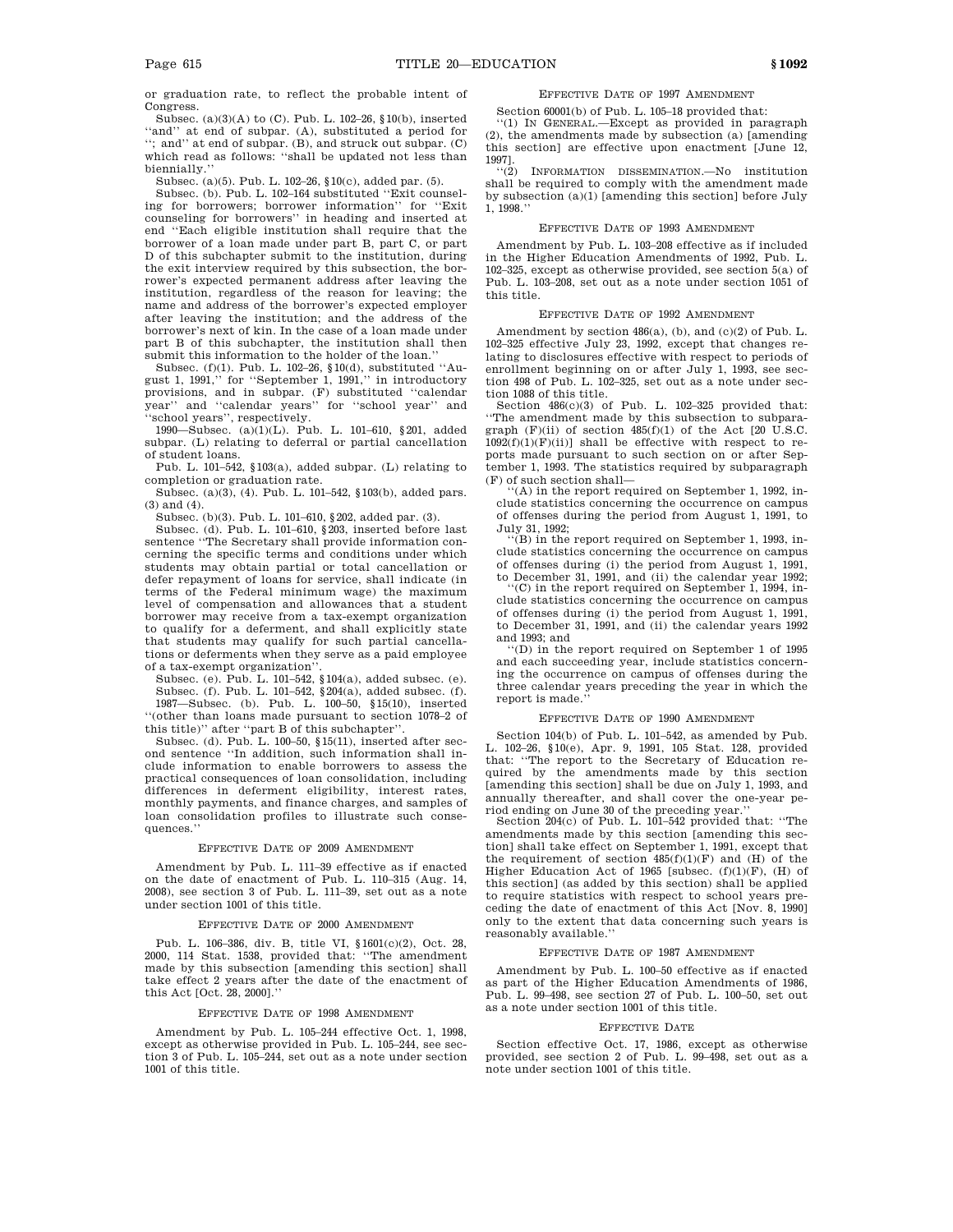or graduation rate, to reflect the probable intent of Congress.

Subsec. (a)(3)(A) to (C). Pub. L. 102–26, §10(b), inserted ''and'' at end of subpar. (A), substituted a period for ''; and'' at end of subpar. (B), and struck out subpar. (C) which read as follows: ''shall be updated not less than biennially.''

Subsec. (a)(5). Pub. L. 102–26, §10(c), added par. (5).

Subsec. (b). Pub. L. 102–164 substituted ''Exit counseling for borrowers; borrower information'' for ''Exit counseling for borrowers'' in heading and inserted at end ''Each eligible institution shall require that the borrower of a loan made under part B, part C, or part D of this subchapter submit to the institution, during the exit interview required by this subsection, the borrower's expected permanent address after leaving the institution, regardless of the reason for leaving; the name and address of the borrower's expected employer after leaving the institution; and the address of the borrower's next of kin. In the case of a loan made under part B of this subchapter, the institution shall then submit this information to the holder of the loan.''

Subsec. (f)(1). Pub. L. 102–26, §10(d), substituted ''August 1, 1991,'' for ''September 1, 1991,'' in introductory provisions, and in subpar. (F) substituted ''calendar year'' and ''calendar years'' for ''school year'' and ''school years'', respectively.

1990—Subsec. (a)(1)(L). Pub. L. 101–610, §201, added subpar. (L) relating to deferral or partial cancellation of student loans.

Pub. L. 101–542, §103(a), added subpar. (L) relating to completion or graduation rate.

Subsec. (a)(3), (4). Pub. L. 101–542, §103(b), added pars. (3) and (4).

Subsec. (b)(3). Pub. L. 101–610, §202, added par. (3).

Subsec. (d). Pub. L. 101–610, §203, inserted before last sentence ''The Secretary shall provide information concerning the specific terms and conditions under which students may obtain partial or total cancellation or defer repayment of loans for service, shall indicate (in terms of the Federal minimum wage) the maximum level of compensation and allowances that a student borrower may receive from a tax-exempt organization to qualify for a deferment, and shall explicitly state that students may qualify for such partial cancellations or deferments when they serve as a paid employee of a tax-exempt organization''.

Subsec. (e). Pub. L. 101–542, §104(a), added subsec. (e).

Subsec. (f). Pub. L. 101–542, §204(a), added subsec. (f).

1987—Subsec. (b). Pub. L. 100–50, §15(10), inserted ''(other than loans made pursuant to section 1078–2 of this title)'' after ''part B of this subchapter''.

Subsec. (d). Pub. L. 100–50, §15(11), inserted after second sentence ''In addition, such information shall include information to enable borrowers to assess the practical consequences of loan consolidation, including differences in deferment eligibility, interest rates, monthly payments, and finance charges, and samples of loan consolidation profiles to illustrate such consequences.''

### Effective Date of 2009 Amendment

Amendment by Pub. L. 111–39 effective as if enacted on the date of enactment of Pub. L. 110–315 (Aug. 14, 2008), see section 3 of Pub. L. 111–39, set out as a note under section 1001 of this title.

### Effective Date of 2000 Amendment

Pub. L. 106–386, div. B, title VI, §1601(c)(2), Oct. 28, 2000, 114 Stat. 1538, provided that: ''The amendment made by this subsection [amending this section] shall take effect 2 years after the date of the enactment of this Act [Oct. 28, 2000].''

### Effective Date of 1998 Amendment

Amendment by Pub. L. 105–244 effective Oct. 1, 1998, except as otherwise provided in Pub. L. 105–244, see section 3 of Pub. L. 105–244, set out as a note under section 1001 of this title.

### Effective Date of 1997 Amendment

Section 60001(b) of Pub. L. 105–18 provided that:

''(1) In General.—Except as provided in paragraph (2), the amendments made by subsection (a) [amending this section] are effective upon enactment [June 12, 1997].

''(2) Information Dissemination.—No institution shall be required to comply with the amendment made by subsection (a)(1) [amending this section] before July 1, 1998.''

### Effective Date of 1993 Amendment

Amendment by Pub. L. 103–208 effective as if included in the Higher Education Amendments of 1992, Pub. L. 102–325, except as otherwise provided, see section 5(a) of Pub. L. 103–208, set out as a note under section 1051 of this title.

### Effective Date of 1992 Amendment

Amendment by section 486(a), (b), and (c)(2) of Pub. L. 102–325 effective July 23, 1992, except that changes relating to disclosures effective with respect to periods of enrollment beginning on or after July 1, 1993, see section 498 of Pub. L. 102–325, set out as a note under section 1088 of this title.

Section 486(c)(3) of Pub. L. 102–325 provided that: ''The amendment made by this subsection to subparagraph (F)(ii) of section 485(f)(1) of the Act [20 U.S.C. 1092(f)(1)(F)(ii)] shall be effective with respect to reports made pursuant to such section on or after September 1, 1993. The statistics required by subparagraph (F) of such section shall—

''(A) in the report required on September 1, 1992, include statistics concerning the occurrence on campus of offenses during the period from August 1, 1991, to July 31, 1992;

''(B) in the report required on September 1, 1993, include statistics concerning the occurrence on campus of offenses during (i) the period from August 1, 1991, to December 31, 1991, and (ii) the calendar year 1992;

''(C) in the report required on September 1, 1994, include statistics concerning the occurrence on campus of offenses during (i) the period from August 1, 1991, to December 31, 1991, and (ii) the calendar years 1992 and 1993; and

''(D) in the report required on September 1 of 1995 and each succeeding year, include statistics concerning the occurrence on campus of offenses during the three calendar years preceding the year in which the report is made.''

### Effective Date of 1990 Amendment

Section 104(b) of Pub. L. 101–542, as amended by Pub. L. 102–26, §10(e), Apr. 9, 1991, 105 Stat. 128, provided that: ''The report to the Secretary of Education required by the amendments made by this section [amending this section] shall be due on July 1, 1993, and annually thereafter, and shall cover the one-year period ending on June 30 of the preceding year.''

Section 204(c) of Pub. L. 101–542 provided that: ''The amendments made by this section [amending this section] shall take effect on September 1, 1991, except that the requirement of section 485(f)(1)(F) and (H) of the Higher Education Act of 1965 [subsec. (f)(1)(F), (H) of this section] (as added by this section) shall be applied to require statistics with respect to school years preceding the date of enactment of this Act [Nov. 8, 1990] only to the extent that data concerning such years is reasonably available.''

### Effective Date of 1987 Amendment

Amendment by Pub. L. 100–50 effective as if enacted as part of the Higher Education Amendments of 1986, Pub. L. 99–498, see section 27 of Pub. L. 100–50, set out as a note under section 1001 of this title.

### Effective Date

Section effective Oct. 17, 1986, except as otherwise provided, see section 2 of Pub. L. 99–498, set out as a note under section 1001 of this title.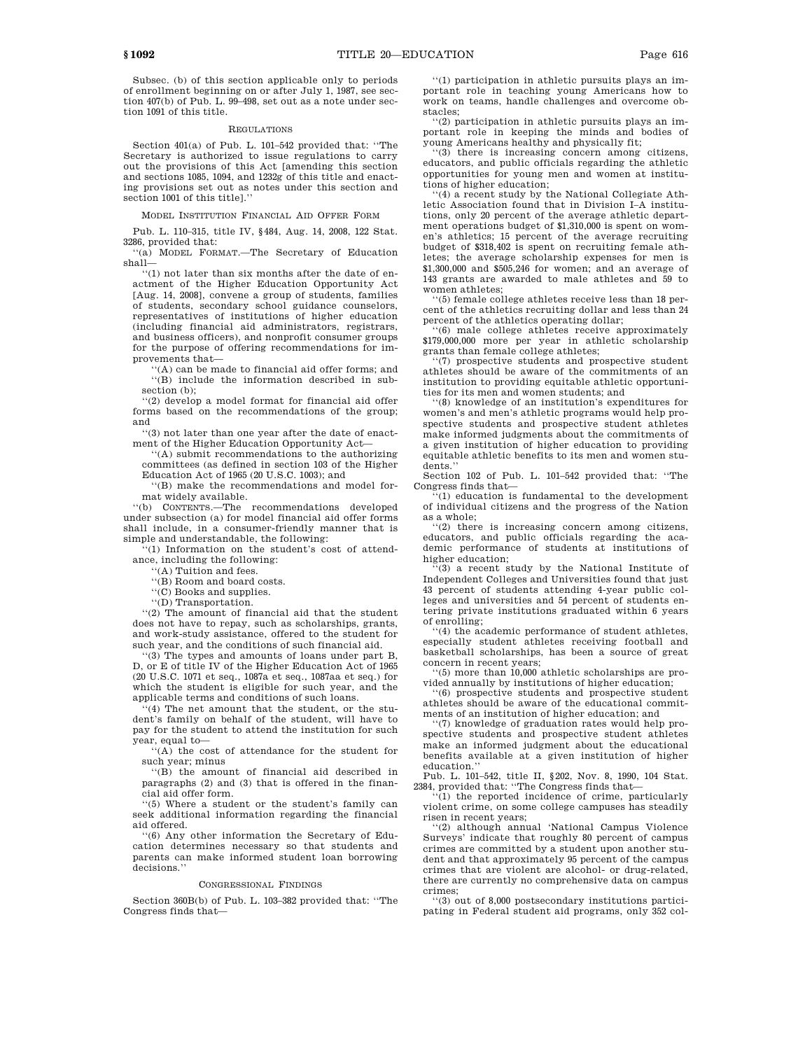Subsec. (b) of this section applicable only to periods of enrollment beginning on or after July 1, 1987, see section 407(b) of Pub. L. 99–498, set out as a note under section 1091 of this title.

REGULATIONS

Section 401(a) of Pub. L. 101–542 provided that: "The Secretary is authorized to issue regulations to carry out the provisions of this Act [amending this section and sections 1085, 1094, and 1232g of this title and enacting provisions set out as notes under this section and section 1001 of this title]."

MODEL INSTITUTION FINANCIAL AID OFFER FORM

Pub. L. 110–315, title IV, §484, Aug. 14, 2008, 122 Stat. 3286, provided that:

"(a) MODEL FORMAT.—The Secretary of Education shall—

"(1) not later than six months after the date of enactment of the Higher Education Opportunity Act [Aug. 14, 2008], convene a group of students, families of students, secondary school guidance counselors, representatives of institutions of higher education (including financial aid administrators, registrars, and business officers), and nonprofit consumer groups for the purpose of offering recommendations for improvements that—

"(A) can be made to financial aid offer forms; and

"(B) include the information described in subsection (b);

"(2) develop a model format for financial aid offer forms based on the recommendations of the group; and

"(3) not later than one year after the date of enactment of the Higher Education Opportunity Act—

"(A) submit recommendations to the authorizing committees (as defined in section 103 of the Higher Education Act of 1965 (20 U.S.C. 1003); and

"(B) make the recommendations and model format widely available.

"(b) CONTENTS.—The recommendations developed under subsection (a) for model financial aid offer forms shall include, in a consumer-friendly manner that is simple and understandable, the following:

"(1) Information on the student's cost of attendance, including the following:

"(A) Tuition and fees.

"(B) Room and board costs.

"(C) Books and supplies.

"(D) Transportation.

"(2) The amount of financial aid that the student does not have to repay, such as scholarships, grants, and work-study assistance, offered to the student for such year, and the conditions of such financial aid.

"(3) The types and amounts of loans under part B, D, or E of title IV of the Higher Education Act of 1965 (20 U.S.C. 1071 et seq., 1087a et seq., 1087aa et seq.) for which the student is eligible for such year, and the applicable terms and conditions of such loans.

"(4) The net amount that the student, or the student's family on behalf of the student, will have to pay for the student to attend the institution for such year, equal to—

"(A) the cost of attendance for the student for such year; minus

"(B) the amount of financial aid described in paragraphs (2) and (3) that is offered in the financial aid offer form.

"(5) Where a student or the student's family can seek additional information regarding the financial aid offered.

"(6) Any other information the Secretary of Education determines necessary so that students and parents can make informed student loan borrowing decisions."

CONGRESSIONAL FINDINGS

Section 360B(b) of Pub. L. 103–382 provided that: "The Congress finds that—

"(1) participation in athletic pursuits plays an important role in teaching young Americans how to work on teams, handle challenges and overcome obstacles;

"(2) participation in athletic pursuits plays an important role in keeping the minds and bodies of young Americans healthy and physically fit;

"(3) there is increasing concern among citizens, educators, and public officials regarding the athletic opportunities for young men and women at institutions of higher education;

"(4) a recent study by the National Collegiate Athletic Association found that in Division I–A institutions, only 20 percent of the average athletic department operations budget of $1,310,000 is spent on women's athletics; 15 percent of the average recruiting budget of $318,402 is spent on recruiting female athletes; the average scholarship expenses for men is $1,300,000 and $505,246 for women; and an average of 143 grants are awarded to male athletes and 59 to women athletes;

"(5) female college athletes receive less than 18 percent of the athletics recruiting dollar and less than 24 percent of the athletics operating dollar;

"(6) male college athletes receive approximately $179,000,000 more per year in athletic scholarship grants than female college athletes;

"(7) prospective students and prospective student athletes should be aware of the commitments of an institution to providing equitable athletic opportunities for its men and women students; and

"(8) knowledge of an institution's expenditures for women's and men's athletic programs would help prospective students and prospective student athletes make informed judgments about the commitments of a given institution of higher education to providing equitable athletic benefits to its men and women students."

Section 102 of Pub. L. 101–542 provided that: "The Congress finds that—

"(1) education is fundamental to the development of individual citizens and the progress of the Nation as a whole;

"(2) there is increasing concern among citizens, educators, and public officials regarding the academic performance of students at institutions of higher education;

"(3) a recent study by the National Institute of Independent Colleges and Universities found that just 43 percent of students attending 4-year public colleges and universities and 54 percent of students entering private institutions graduated within 6 years of enrolling;

"(4) the academic performance of student athletes, especially student athletes receiving football and basketball scholarships, has been a source of great concern in recent years;

"(5) more than 10,000 athletic scholarships are provided annually by institutions of higher education;

"(6) prospective students and prospective student athletes should be aware of the educational commitments of an institution of higher education; and

"(7) knowledge of graduation rates would help prospective students and prospective student athletes make an informed judgment about the educational benefits available at a given institution of higher education."

Pub. L. 101–542, title II, §202, Nov. 8, 1990, 104 Stat. 2384, provided that: "The Congress finds that—

"(1) the reported incidence of crime, particularly violent crime, on some college campuses has steadily risen in recent years;

"(2) although annual 'National Campus Violence Surveys' indicate that roughly 80 percent of campus crimes are committed by a student upon another student and that approximately 95 percent of the campus crimes that are violent are alcohol- or drug-related, there are currently no comprehensive data on campus crimes;

"(3) out of 8,000 postsecondary institutions participating in Federal student aid programs, only 352 col-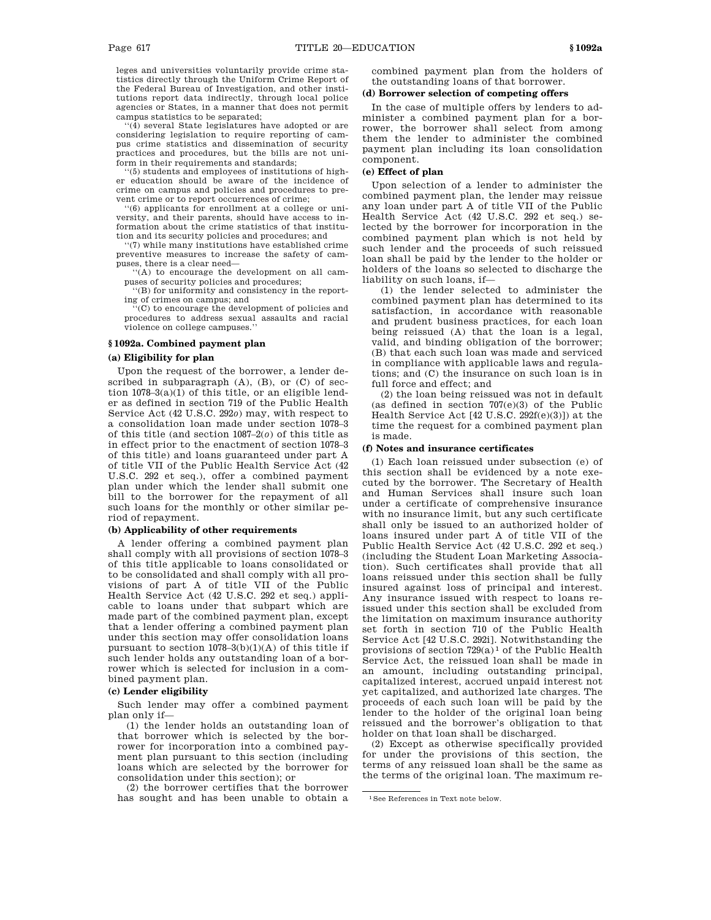leges and universities voluntarily provide crime statistics directly through the Uniform Crime Report of the Federal Bureau of Investigation, and other institutions report data indirectly, through local police agencies or States, in a manner that does not permit campus statistics to be separated;

''(4) several State legislatures have adopted or are considering legislation to require reporting of campus crime statistics and dissemination of security practices and procedures, but the bills are not uniform in their requirements and standards;

''(5) students and employees of institutions of higher education should be aware of the incidence of crime on campus and policies and procedures to prevent crime or to report occurrences of crime;

''(6) applicants for enrollment at a college or university, and their parents, should have access to information about the crime statistics of that institution and its security policies and procedures; and

''(7) while many institutions have established crime preventive measures to increase the safety of campuses, there is a clear need—

''(A) to encourage the development on all campuses of security policies and procedures;

''(B) for uniformity and consistency in the reporting of crimes on campus; and

''(C) to encourage the development of policies and procedures to address sexual assaults and racial violence on college campuses.''

## § 1092a. Combined payment plan

### (a) Eligibility for plan

Upon the request of the borrower, a lender described in subparagraph (A), (B), or (C) of section 1078–3(a)(1) of this title, or an eligible lender as defined in section 719 of the Public Health Service Act (42 U.S.C. 292*o*) may, with respect to a consolidation loan made under section 1078–3 of this title (and section 1087–2(*o*) of this title as in effect prior to the enactment of section 1078–3 of this title) and loans guaranteed under part A of title VII of the Public Health Service Act (42 U.S.C. 292 et seq.), offer a combined payment plan under which the lender shall submit one bill to the borrower for the repayment of all such loans for the monthly or other similar period of repayment.

### (b) Applicability of other requirements

A lender offering a combined payment plan shall comply with all provisions of section 1078–3 of this title applicable to loans consolidated or to be consolidated and shall comply with all provisions of part A of title VII of the Public Health Service Act (42 U.S.C. 292 et seq.) applicable to loans under that subpart which are made part of the combined payment plan, except that a lender offering a combined payment plan under this section may offer consolidation loans pursuant to section 1078–3(b)(1)(A) of this title if such lender holds any outstanding loan of a borrower which is selected for inclusion in a combined payment plan.

### (c) Lender eligibility

Such lender may offer a combined payment plan only if—

(1) the lender holds an outstanding loan of that borrower which is selected by the borrower for incorporation into a combined payment plan pursuant to this section (including loans which are selected by the borrower for consolidation under this section); or

(2) the borrower certifies that the borrower has sought and has been unable to obtain a combined payment plan from the holders of the outstanding loans of that borrower.

### (d) Borrower selection of competing offers

In the case of multiple offers by lenders to administer a combined payment plan for a borrower, the borrower shall select from among them the lender to administer the combined payment plan including its loan consolidation component.

### (e) Effect of plan

Upon selection of a lender to administer the combined payment plan, the lender may reissue any loan under part A of title VII of the Public Health Service Act (42 U.S.C. 292 et seq.) selected by the borrower for incorporation in the combined payment plan which is not held by such lender and the proceeds of such reissued loan shall be paid by the lender to the holder or holders of the loans so selected to discharge the liability on such loans, if—

(1) the lender selected to administer the combined payment plan has determined to its satisfaction, in accordance with reasonable and prudent business practices, for each loan being reissued (A) that the loan is a legal, valid, and binding obligation of the borrower; (B) that each such loan was made and serviced in compliance with applicable laws and regulations; and (C) the insurance on such loan is in full force and effect; and

(2) the loan being reissued was not in default (as defined in section 707(e)(3) of the Public Health Service Act [42 U.S.C. 292f(e)(3)]) at the time the request for a combined payment plan is made.

### (f) Notes and insurance certificates

(1) Each loan reissued under subsection (e) of this section shall be evidenced by a note executed by the borrower. The Secretary of Health and Human Services shall insure such loan under a certificate of comprehensive insurance with no insurance limit, but any such certificate shall only be issued to an authorized holder of loans insured under part A of title VII of the Public Health Service Act (42 U.S.C. 292 et seq.) (including the Student Loan Marketing Association). Such certificates shall provide that all loans reissued under this section shall be fully insured against loss of principal and interest. Any insurance issued with respect to loans reissued under this section shall be excluded from the limitation on maximum insurance authority set forth in section 710 of the Public Health Service Act [42 U.S.C. 292i]. Notwithstanding the provisions of section 729(a)[1] of the Public Health Service Act, the reissued loan shall be made in an amount, including outstanding principal, capitalized interest, accrued unpaid interest not yet capitalized, and authorized late charges. The proceeds of each such loan will be paid by the lender to the holder of the original loan being reissued and the borrower's obligation to that holder on that loan shall be discharged.

(2) Except as otherwise specifically provided for under the provisions of this section, the terms of any reissued loan shall be the same as the terms of the original loan. The maximum re-

[1] See References in Text note below.